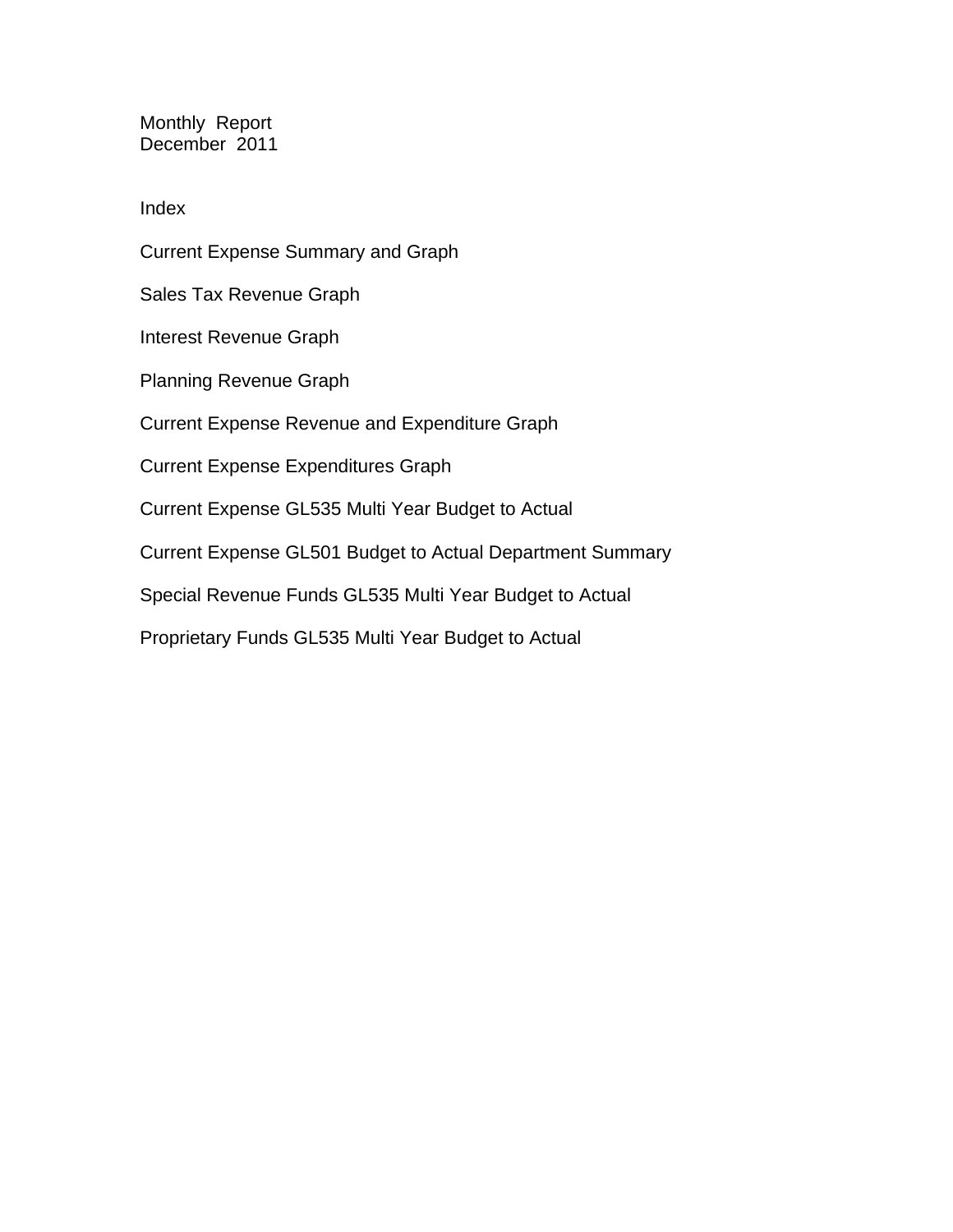# Monthly Report
## December 2011

### Index

Current Expense Summary and Graph

Sales Tax Revenue Graph

Interest Revenue Graph

Planning Revenue Graph

Current Expense Revenue and Expenditure Graph

Current Expense Expenditures Graph

Current Expense GL535 Multi Year Budget to Actual

Current Expense GL501 Budget to Actual Department Summary

Special Revenue Funds GL535 Multi Year Budget to Actual

Proprietary Funds GL535 Multi Year Budget to Actual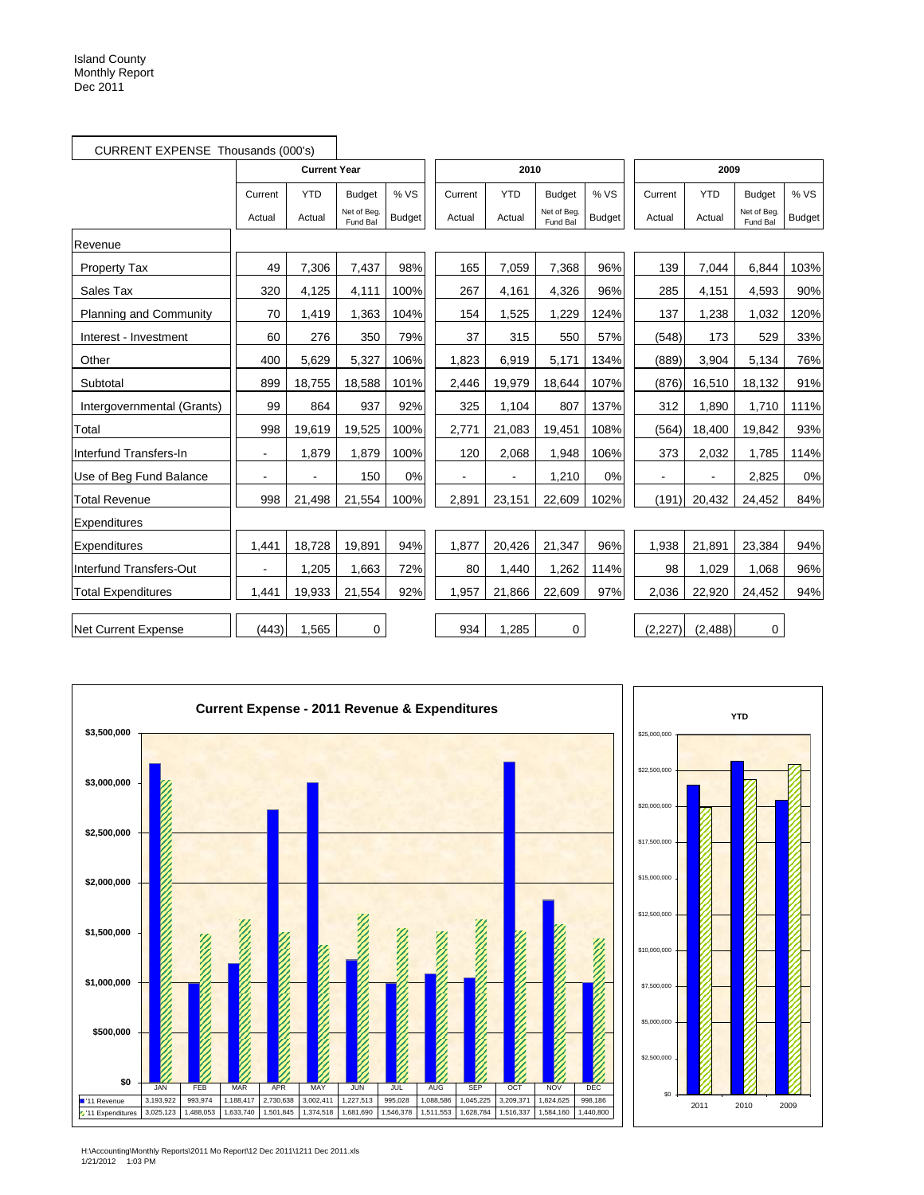Island County
Monthly Report
Dec 2011

CURRENT EXPENSE Thousands (000's)

| | Current Year | | | | 2010 | | | | 2009 | | | |
|---|---|---|---|---|---|---|---|---|---|---|---|---|
| | Current Actual | YTD Actual | Budget Net of Beg. Fund Bal | % VS Budget | Current Actual | YTD Actual | Budget Net of Beg. Fund Bal | % VS Budget | Current Actual | YTD Actual | Budget Net of Beg. Fund Bal | % VS Budget |
| Revenue | | | | | | | | | | | | |
| Property Tax | 49 | 7,306 | 7,437 | 98% | 165 | 7,059 | 7,368 | 96% | 139 | 7,044 | 6,844 | 103% |
| Sales Tax | 320 | 4,125 | 4,111 | 100% | 267 | 4,161 | 4,326 | 96% | 285 | 4,151 | 4,593 | 90% |
| Planning and Community | 70 | 1,419 | 1,363 | 104% | 154 | 1,525 | 1,229 | 124% | 137 | 1,238 | 1,032 | 120% |
| Interest - Investment | 60 | 276 | 350 | 79% | 37 | 315 | 550 | 57% | (548) | 173 | 529 | 33% |
| Other | 400 | 5,629 | 5,327 | 106% | 1,823 | 6,919 | 5,171 | 134% | (889) | 3,904 | 5,134 | 76% |
| Subtotal | 899 | 18,755 | 18,588 | 101% | 2,446 | 19,979 | 18,644 | 107% | (876) | 16,510 | 18,132 | 91% |
| Intergovernmental (Grants) | 99 | 864 | 937 | 92% | 325 | 1,104 | 807 | 137% | 312 | 1,890 | 1,710 | 111% |
| Total | 998 | 19,619 | 19,525 | 100% | 2,771 | 21,083 | 19,451 | 108% | (564) | 18,400 | 19,842 | 93% |
| Interfund Transfers-In | - | 1,879 | 1,879 | 100% | 120 | 2,068 | 1,948 | 106% | 373 | 2,032 | 1,785 | 114% |
| Use of Beg Fund Balance | - | - | 150 | 0% | - | - | 1,210 | 0% | - | - | 2,825 | 0% |
| Total Revenue | 998 | 21,498 | 21,554 | 100% | 2,891 | 23,151 | 22,609 | 102% | (191) | 20,432 | 24,452 | 84% |
| Expenditures | | | | | | | | | | | | |
| Expenditures | 1,441 | 18,728 | 19,891 | 94% | 1,877 | 20,426 | 21,347 | 96% | 1,938 | 21,891 | 23,384 | 94% |
| Interfund Transfers-Out | - | 1,205 | 1,663 | 72% | 80 | 1,440 | 1,262 | 114% | 98 | 1,029 | 1,068 | 96% |
| Total Expenditures | 1,441 | 19,933 | 21,554 | 92% | 1,957 | 21,866 | 22,609 | 97% | 2,036 | 22,920 | 24,452 | 94% |
| Net Current Expense | (443) | 1,565 | 0 | | 934 | 1,285 | 0 | | (2,227) | (2,488) | 0 | |

**Current Expense - 2011 Revenue & Expenditures**

| | JAN | FEB | MAR | APR | MAY | JUN | JUL | AUG | SEP | OCT | NOV | DEC |
|---|---|---|---|---|---|---|---|---|---|---|---|---|
| '11 Revenue | 3,193,922 | 993,974 | 1,188,417 | 2,730,638 | 3,002,411 | 1,227,513 | 995,028 | 1,088,586 | 1,045,225 | 3,209,371 | 1,824,625 | 998,186 |
| '11 Expenditures | 3,025,123 | 1,488,053 | 1,633,740 | 1,501,845 | 1,374,518 | 1,681,690 | 1,546,378 | 1,511,553 | 1,628,784 | 1,516,337 | 1,584,160 | 1,440,800 |

**YTD**

2011 2010 2009

H:\Accounting\Monthly Reports\2011 Mo Report\12 Dec 2011\1211 Dec 2011.xls
1/21/2012 1:03 PM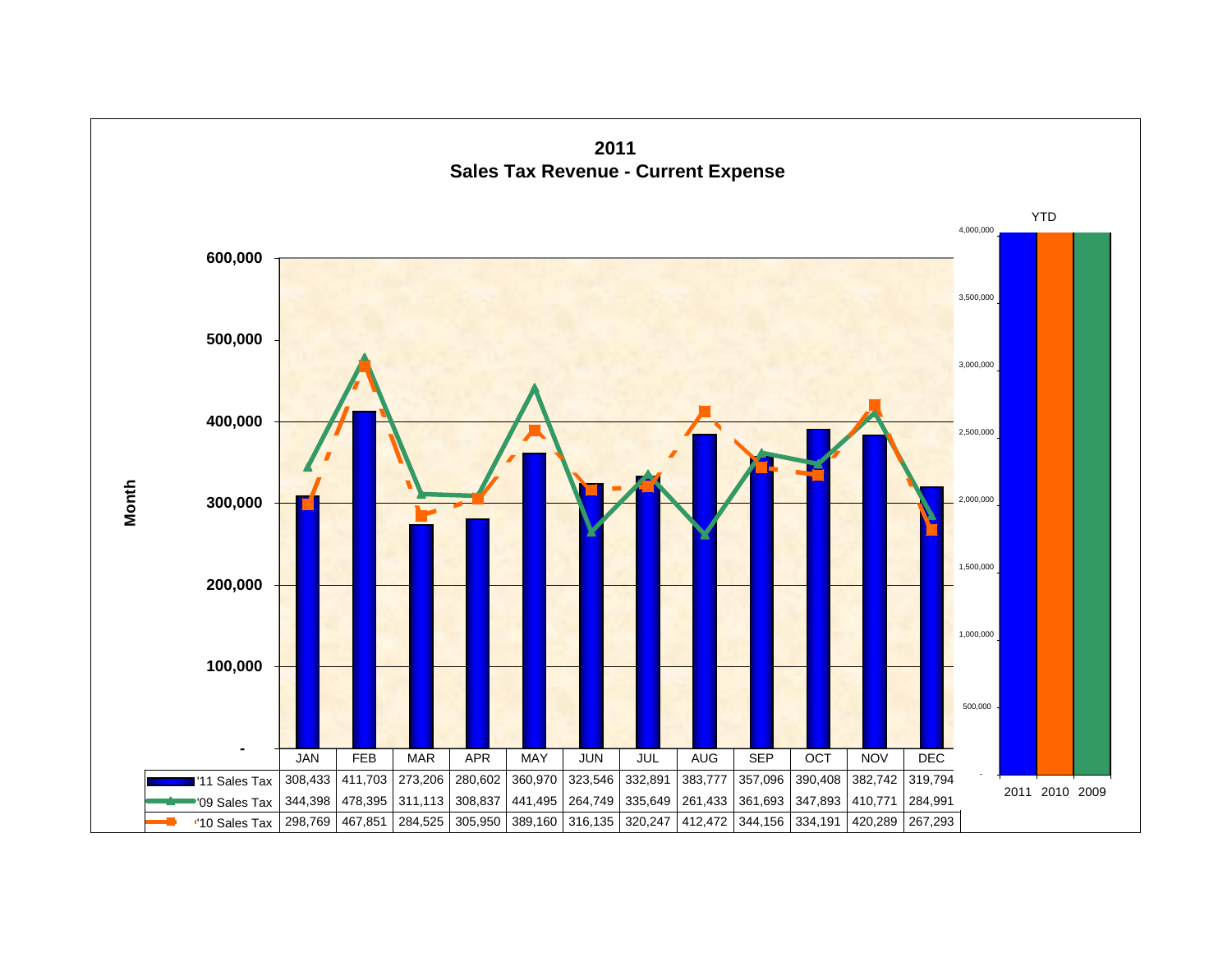# 2011
## Sales Tax Revenue - Current Expense

| | JAN | FEB | MAR | APR | MAY | JUN | JUL | AUG | SEP | OCT | NOV | DEC |
|---|---|---|---|---|---|---|---|---|---|---|---|---|
| '11 Sales Tax | 308,433 | 411,703 | 273,206 | 280,602 | 360,970 | 323,546 | 332,891 | 383,777 | 357,096 | 390,408 | 382,742 | 319,794 |
| '09 Sales Tax | 344,398 | 478,395 | 311,113 | 308,837 | 441,495 | 264,749 | 335,649 | 261,433 | 361,693 | 347,893 | 410,771 | 284,991 |
| '10 Sales Tax | 298,769 | 467,851 | 284,525 | 305,950 | 389,160 | 316,135 | 320,247 | 412,472 | 344,156 | 334,191 | 420,289 | 267,293 |

Month

YTD

2011 2010 2009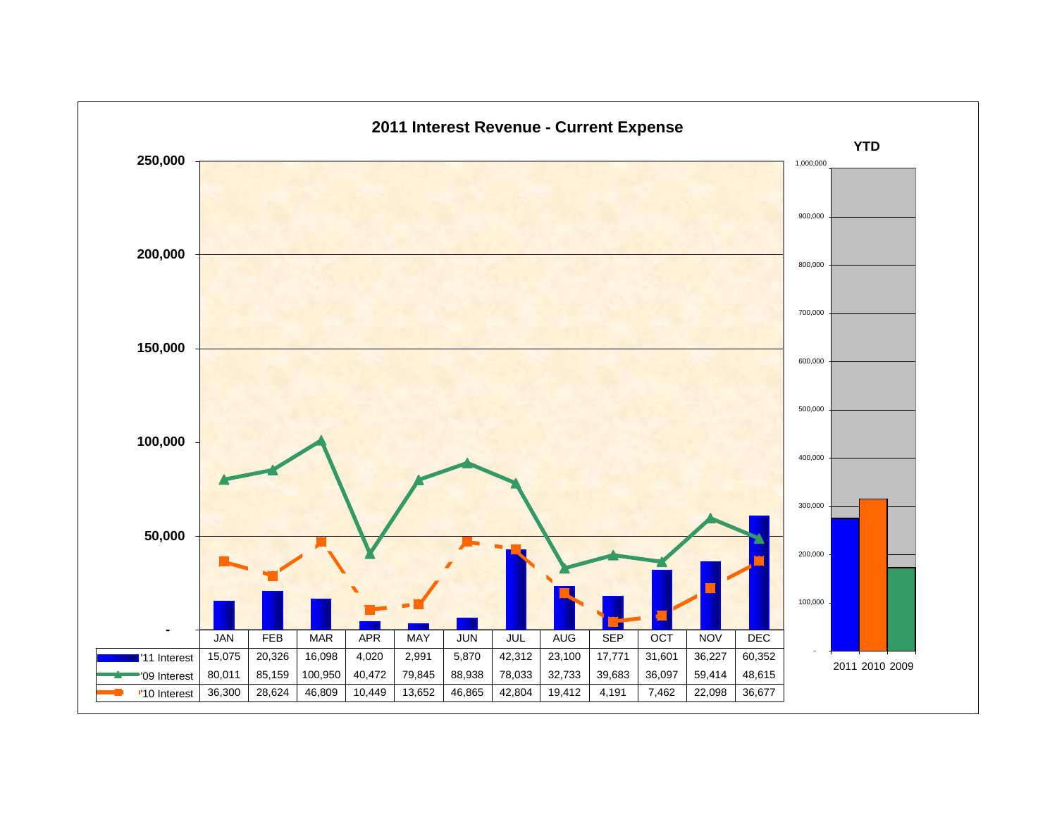## 2011 Interest Revenue - Current Expense

| | JAN | FEB | MAR | APR | MAY | JUN | JUL | AUG | SEP | OCT | NOV | DEC |
|---|---|---|---|---|---|---|---|---|---|---|---|---|
| '11 Interest | 15,075 | 20,326 | 16,098 | 4,020 | 2,991 | 5,870 | 42,312 | 23,100 | 17,771 | 31,601 | 36,227 | 60,352 |
| '09 Interest | 80,011 | 85,159 | 100,950 | 40,472 | 79,845 | 88,938 | 78,033 | 32,733 | 39,683 | 36,097 | 59,414 | 48,615 |
| '10 Interest | 36,300 | 28,624 | 46,809 | 10,449 | 13,652 | 46,865 | 42,804 | 19,412 | 4,191 | 7,462 | 22,098 | 36,677 |

**YTD**

2011 2010 2009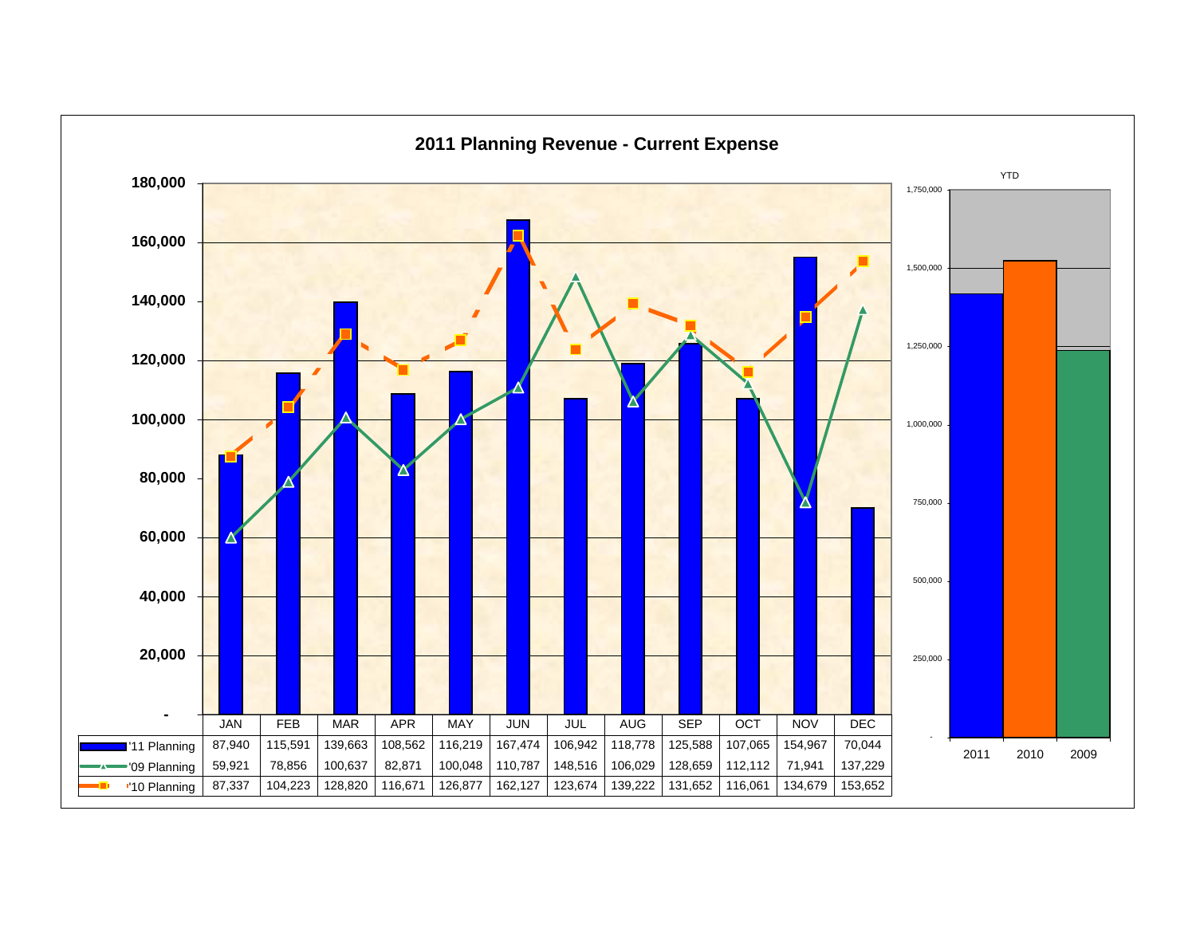## 2011 Planning Revenue - Current Expense

| | JAN | FEB | MAR | APR | MAY | JUN | JUL | AUG | SEP | OCT | NOV | DEC |
|---|---|---|---|---|---|---|---|---|---|---|---|---|
| '11 Planning | 87,940 | 115,591 | 139,663 | 108,562 | 116,219 | 167,474 | 106,942 | 118,778 | 125,588 | 107,065 | 154,967 | 70,044 |
| '09 Planning | 59,921 | 78,856 | 100,637 | 82,871 | 100,048 | 110,787 | 148,516 | 106,029 | 128,659 | 112,112 | 71,941 | 137,229 |
| '10 Planning | 87,337 | 104,223 | 128,820 | 116,671 | 126,877 | 162,127 | 123,674 | 139,222 | 131,652 | 116,061 | 134,679 | 153,652 |

YTD: 2011, 2010, 2009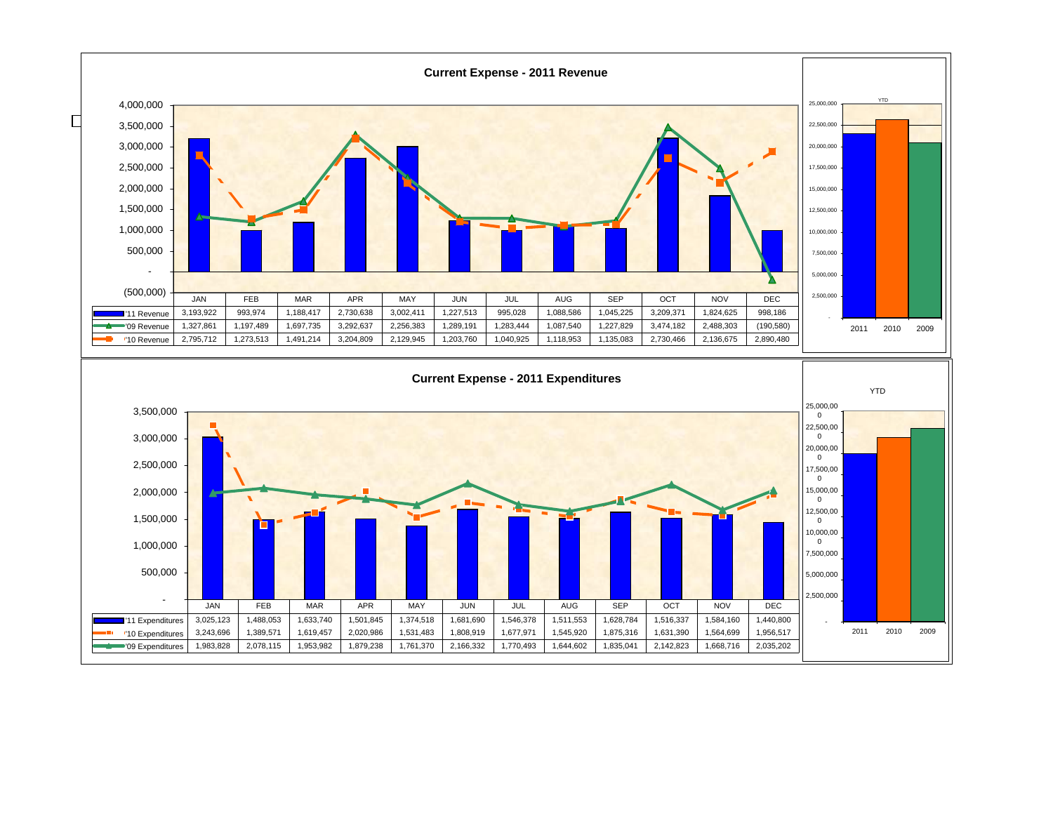## Current Expense - 2011 Revenue

| | JAN | FEB | MAR | APR | MAY | JUN | JUL | AUG | SEP | OCT | NOV | DEC |
|---|---|---|---|---|---|---|---|---|---|---|---|---|
| '11 Revenue | 3,193,922 | 993,974 | 1,188,417 | 2,730,638 | 3,002,411 | 1,227,513 | 995,028 | 1,088,586 | 1,045,225 | 3,209,371 | 1,824,625 | 998,186 |
| '09 Revenue | 1,327,861 | 1,197,489 | 1,697,735 | 3,292,637 | 2,256,383 | 1,289,191 | 1,283,444 | 1,087,540 | 1,227,829 | 3,474,182 | 2,488,303 | (190,580) |
| '10 Revenue | 2,795,712 | 1,273,513 | 1,491,214 | 3,204,809 | 2,129,945 | 1,203,760 | 1,040,925 | 1,118,953 | 1,135,083 | 2,730,466 | 2,136,675 | 2,890,480 |

YTD: 2011, 2010, 2009

## Current Expense - 2011 Expenditures

| | JAN | FEB | MAR | APR | MAY | JUN | JUL | AUG | SEP | OCT | NOV | DEC |
|---|---|---|---|---|---|---|---|---|---|---|---|---|
| '11 Expenditures | 3,025,123 | 1,488,053 | 1,633,740 | 1,501,845 | 1,374,518 | 1,681,690 | 1,546,378 | 1,511,553 | 1,628,784 | 1,516,337 | 1,584,160 | 1,440,800 |
| '10 Expenditures | 3,243,696 | 1,389,571 | 1,619,457 | 2,020,986 | 1,531,483 | 1,808,919 | 1,677,971 | 1,545,920 | 1,875,316 | 1,631,390 | 1,564,699 | 1,956,517 |
| '09 Expenditures | 1,983,828 | 2,078,115 | 1,953,982 | 1,879,238 | 1,761,370 | 2,166,332 | 1,770,493 | 1,644,602 | 1,835,041 | 2,142,823 | 1,668,716 | 2,035,202 |

YTD: 2011, 2010, 2009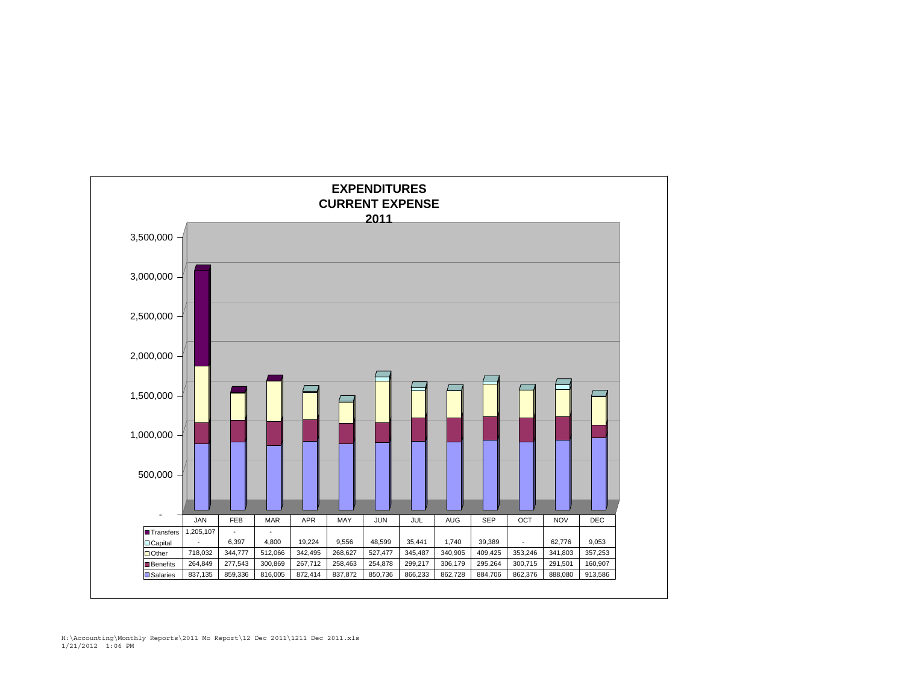# EXPENDITURES
## CURRENT EXPENSE
## 2011

| | JAN | FEB | MAR | APR | MAY | JUN | JUL | AUG | SEP | OCT | NOV | DEC |
|---|---|---|---|---|---|---|---|---|---|---|---|---|
| Transfers | 1,205,107 | - | - | | | | | | | | | |
| Capital | - | 6,397 | 4,800 | 19,224 | 9,556 | 48,599 | 35,441 | 1,740 | 39,389 | - | 62,776 | 9,053 |
| Other | 718,032 | 344,777 | 512,066 | 342,495 | 268,627 | 527,477 | 345,487 | 340,905 | 409,425 | 353,246 | 341,803 | 357,253 |
| Benefits | 264,849 | 277,543 | 300,869 | 267,712 | 258,463 | 254,878 | 299,217 | 306,179 | 295,264 | 300,715 | 291,501 | 160,907 |
| Salaries | 837,135 | 859,336 | 816,005 | 872,414 | 837,872 | 850,736 | 866,233 | 862,728 | 884,706 | 862,376 | 888,080 | 913,586 |

H:\Accounting\Monthly Reports\2011 Mo Report\12 Dec 2011\1211 Dec 2011.xls
1/21/2012 1:06 PM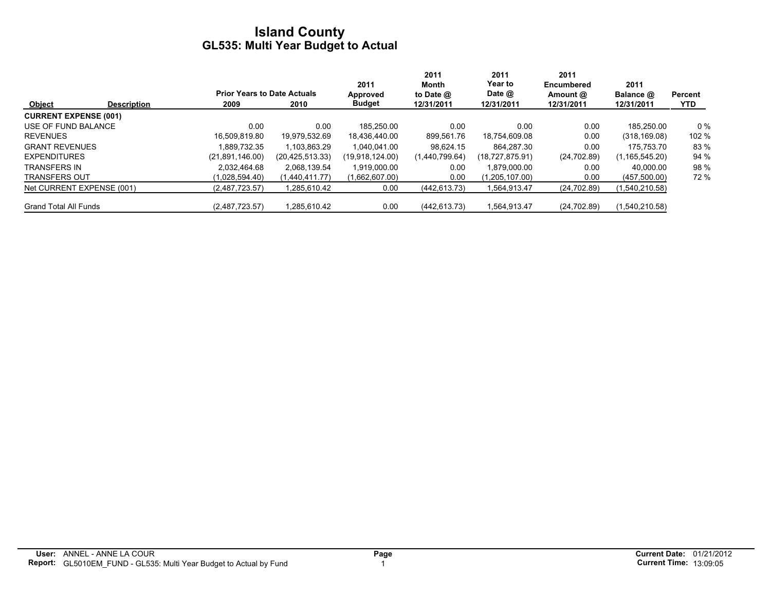# Island County
## GL535: Multi Year Budget to Actual

| Object | Description | Prior Years to Date Actuals 2009 | 2010 | 2011 Approved Budget | 2011 Month to Date @ 12/31/2011 | 2011 Year to Date @ 12/31/2011 | 2011 Encumbered Amount @ 12/31/2011 | 2011 Balance @ 12/31/2011 | Percent YTD |
|---|---|---|---|---|---|---|---|---|---|
| **CURRENT EXPENSE (001)** | | | | | | | | | |
| USE OF FUND BALANCE | | 0.00 | 0.00 | 185,250.00 | 0.00 | 0.00 | 0.00 | 185,250.00 | 0 % |
| REVENUES | | 16,509,819.80 | 19,979,532.69 | 18,436,440.00 | 899,561.76 | 18,754,609.08 | 0.00 | (318,169.08) | 102 % |
| GRANT REVENUES | | 1,889,732.35 | 1,103,863.29 | 1,040,041.00 | 98,624.15 | 864,287.30 | 0.00 | 175,753.70 | 83 % |
| EXPENDITURES | | (21,891,146.00) | (20,425,513.33) | (19,918,124.00) | (1,440,799.64) | (18,727,875.91) | (24,702.89) | (1,165,545.20) | 94 % |
| TRANSFERS IN | | 2,032,464.68 | 2,068,139.54 | 1,919,000.00 | 0.00 | 1,879,000.00 | 0.00 | 40,000.00 | 98 % |
| TRANSFERS OUT | | (1,028,594.40) | (1,440,411.77) | (1,662,607.00) | 0.00 | (1,205,107.00) | 0.00 | (457,500.00) | 72 % |
| Net CURRENT EXPENSE (001) | | (2,487,723.57) | 1,285,610.42 | 0.00 | (442,613.73) | 1,564,913.47 | (24,702.89) | (1,540,210.58) | |
| Grand Total All Funds | | (2,487,723.57) | 1,285,610.42 | 0.00 | (442,613.73) | 1,564,913.47 | (24,702.89) | (1,540,210.58) | |

**User:** ANNEL - ANNE LA COUR
**Report:** GL5010EM_FUND - GL535: Multi Year Budget to Actual by Fund

**Current Date:** 01/21/2012
**Current Time:** 13:09:05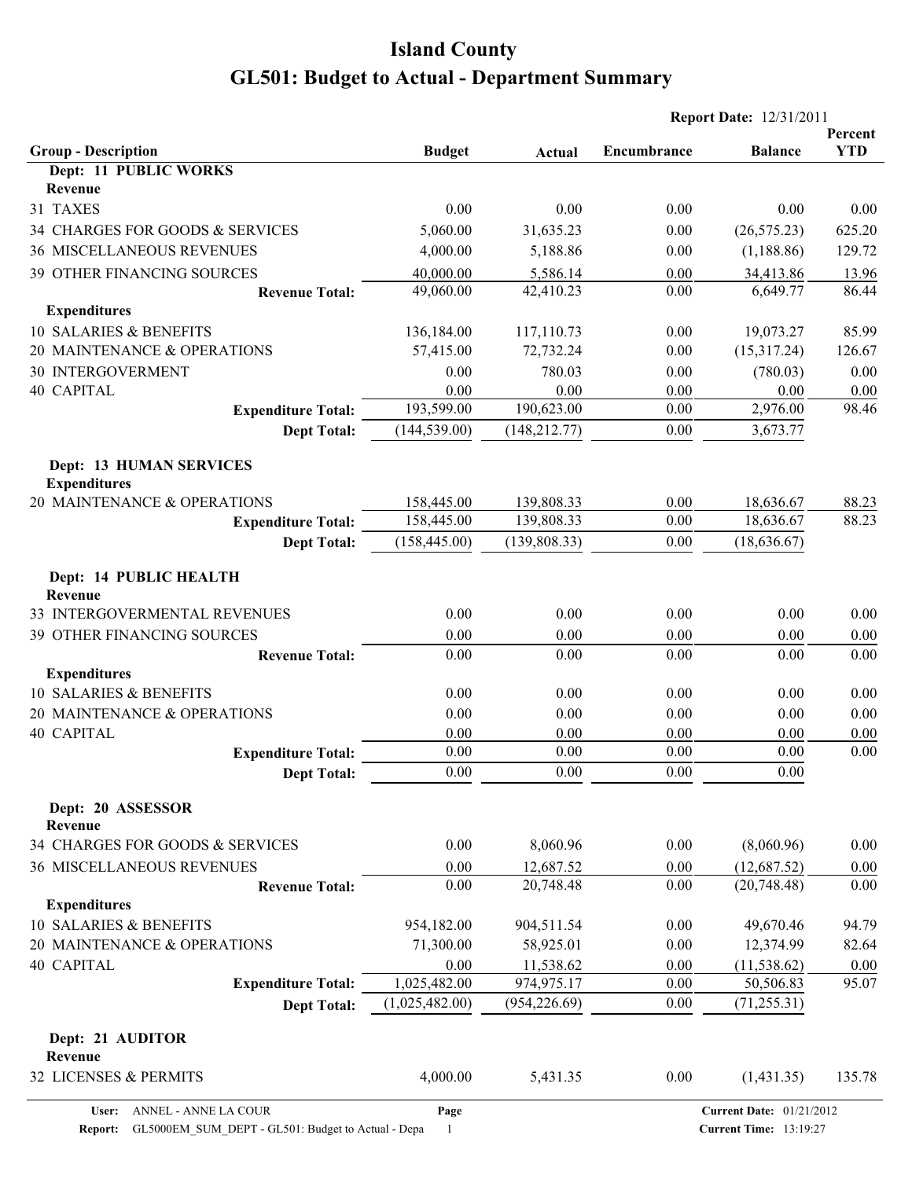# Island County

# GL501: Budget to Actual - Department Summary

**Report Date:** 12/31/2011

| Group - Description | Budget | Actual | Encumbrance | Balance | Percent YTD |
|---|---|---|---|---|---|
| **Dept: 11 PUBLIC WORKS** | | | | | |
| **Revenue** | | | | | |
| 31 TAXES | 0.00 | 0.00 | 0.00 | 0.00 | 0.00 |
| 34 CHARGES FOR GOODS & SERVICES | 5,060.00 | 31,635.23 | 0.00 | (26,575.23) | 625.20 |
| 36 MISCELLANEOUS REVENUES | 4,000.00 | 5,188.86 | 0.00 | (1,188.86) | 129.72 |
| 39 OTHER FINANCING SOURCES | 40,000.00 | 5,586.14 | 0.00 | 34,413.86 | 13.96 |
| **Revenue Total:** | 49,060.00 | 42,410.23 | 0.00 | 6,649.77 | 86.44 |
| **Expenditures** | | | | | |
| 10 SALARIES & BENEFITS | 136,184.00 | 117,110.73 | 0.00 | 19,073.27 | 85.99 |
| 20 MAINTENANCE & OPERATIONS | 57,415.00 | 72,732.24 | 0.00 | (15,317.24) | 126.67 |
| 30 INTERGOVERMENT | 0.00 | 780.03 | 0.00 | (780.03) | 0.00 |
| 40 CAPITAL | 0.00 | 0.00 | 0.00 | 0.00 | 0.00 |
| **Expenditure Total:** | 193,599.00 | 190,623.00 | 0.00 | 2,976.00 | 98.46 |
| **Dept Total:** | (144,539.00) | (148,212.77) | 0.00 | 3,673.77 | |
| **Dept: 13 HUMAN SERVICES** | | | | | |
| **Expenditures** | | | | | |
| 20 MAINTENANCE & OPERATIONS | 158,445.00 | 139,808.33 | 0.00 | 18,636.67 | 88.23 |
| **Expenditure Total:** | 158,445.00 | 139,808.33 | 0.00 | 18,636.67 | 88.23 |
| **Dept Total:** | (158,445.00) | (139,808.33) | 0.00 | (18,636.67) | |
| **Dept: 14 PUBLIC HEALTH** | | | | | |
| **Revenue** | | | | | |
| 33 INTERGOVERMENTAL REVENUES | 0.00 | 0.00 | 0.00 | 0.00 | 0.00 |
| 39 OTHER FINANCING SOURCES | 0.00 | 0.00 | 0.00 | 0.00 | 0.00 |
| **Revenue Total:** | 0.00 | 0.00 | 0.00 | 0.00 | 0.00 |
| **Expenditures** | | | | | |
| 10 SALARIES & BENEFITS | 0.00 | 0.00 | 0.00 | 0.00 | 0.00 |
| 20 MAINTENANCE & OPERATIONS | 0.00 | 0.00 | 0.00 | 0.00 | 0.00 |
| 40 CAPITAL | 0.00 | 0.00 | 0.00 | 0.00 | 0.00 |
| **Expenditure Total:** | 0.00 | 0.00 | 0.00 | 0.00 | 0.00 |
| **Dept Total:** | 0.00 | 0.00 | 0.00 | 0.00 | |
| **Dept: 20 ASSESSOR** | | | | | |
| **Revenue** | | | | | |
| 34 CHARGES FOR GOODS & SERVICES | 0.00 | 8,060.96 | 0.00 | (8,060.96) | 0.00 |
| 36 MISCELLANEOUS REVENUES | 0.00 | 12,687.52 | 0.00 | (12,687.52) | 0.00 |
| **Revenue Total:** | 0.00 | 20,748.48 | 0.00 | (20,748.48) | 0.00 |
| **Expenditures** | | | | | |
| 10 SALARIES & BENEFITS | 954,182.00 | 904,511.54 | 0.00 | 49,670.46 | 94.79 |
| 20 MAINTENANCE & OPERATIONS | 71,300.00 | 58,925.01 | 0.00 | 12,374.99 | 82.64 |
| 40 CAPITAL | 0.00 | 11,538.62 | 0.00 | (11,538.62) | 0.00 |
| **Expenditure Total:** | 1,025,482.00 | 974,975.17 | 0.00 | 50,506.83 | 95.07 |
| **Dept Total:** | (1,025,482.00) | (954,226.69) | 0.00 | (71,255.31) | |
| **Dept: 21 AUDITOR** | | | | | |
| **Revenue** | | | | | |
| 32 LICENSES & PERMITS | 4,000.00 | 5,431.35 | 0.00 | (1,431.35) | 135.78 |

User: ANNEL - ANNE LA COUR
Report: GL5000EM_SUM_DEPT - GL501: Budget to Actual - Depa
Current Date: 01/21/2012
Current Time: 13:19:27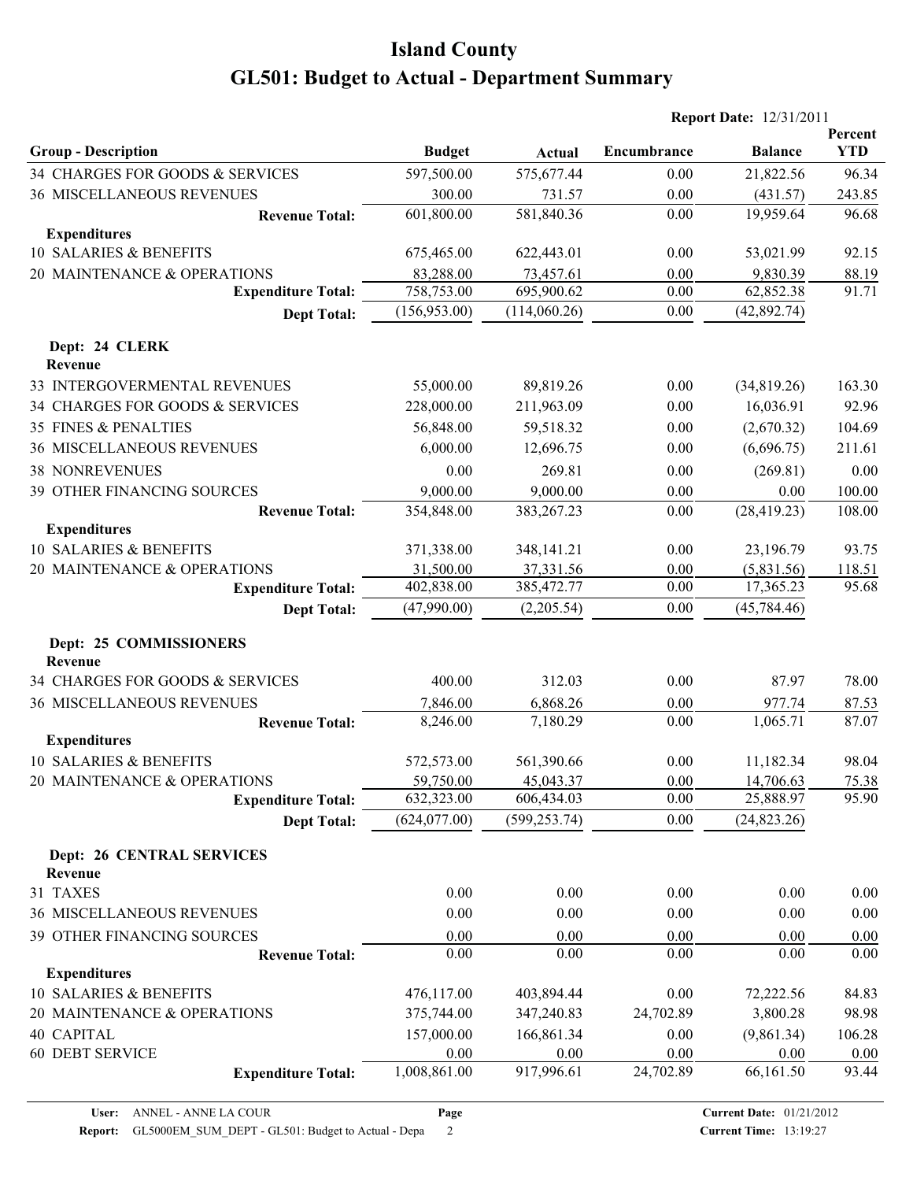# Island County

# GL501: Budget to Actual - Department Summary

**Report Date:** 12/31/2011

| Group - Description | Budget | Actual | Encumbrance | Balance | Percent YTD |
|---|---|---|---|---|---|
| 34 CHARGES FOR GOODS & SERVICES | 597,500.00 | 575,677.44 | 0.00 | 21,822.56 | 96.34 |
| 36 MISCELLANEOUS REVENUES | 300.00 | 731.57 | 0.00 | (431.57) | 243.85 |
| **Revenue Total:** | 601,800.00 | 581,840.36 | 0.00 | 19,959.64 | 96.68 |
| **Expenditures** | | | | | |
| 10 SALARIES & BENEFITS | 675,465.00 | 622,443.01 | 0.00 | 53,021.99 | 92.15 |
| 20 MAINTENANCE & OPERATIONS | 83,288.00 | 73,457.61 | 0.00 | 9,830.39 | 88.19 |
| **Expenditure Total:** | 758,753.00 | 695,900.62 | 0.00 | 62,852.38 | 91.71 |
| **Dept Total:** | (156,953.00) | (114,060.26) | 0.00 | (42,892.74) | |
| **Dept: 24 CLERK** | | | | | |
| **Revenue** | | | | | |
| 33 INTERGOVERMENTAL REVENUES | 55,000.00 | 89,819.26 | 0.00 | (34,819.26) | 163.30 |
| 34 CHARGES FOR GOODS & SERVICES | 228,000.00 | 211,963.09 | 0.00 | 16,036.91 | 92.96 |
| 35 FINES & PENALTIES | 56,848.00 | 59,518.32 | 0.00 | (2,670.32) | 104.69 |
| 36 MISCELLANEOUS REVENUES | 6,000.00 | 12,696.75 | 0.00 | (6,696.75) | 211.61 |
| 38 NONREVENUES | 0.00 | 269.81 | 0.00 | (269.81) | 0.00 |
| 39 OTHER FINANCING SOURCES | 9,000.00 | 9,000.00 | 0.00 | 0.00 | 100.00 |
| **Revenue Total:** | 354,848.00 | 383,267.23 | 0.00 | (28,419.23) | 108.00 |
| **Expenditures** | | | | | |
| 10 SALARIES & BENEFITS | 371,338.00 | 348,141.21 | 0.00 | 23,196.79 | 93.75 |
| 20 MAINTENANCE & OPERATIONS | 31,500.00 | 37,331.56 | 0.00 | (5,831.56) | 118.51 |
| **Expenditure Total:** | 402,838.00 | 385,472.77 | 0.00 | 17,365.23 | 95.68 |
| **Dept Total:** | (47,990.00) | (2,205.54) | 0.00 | (45,784.46) | |
| **Dept: 25 COMMISSIONERS** | | | | | |
| **Revenue** | | | | | |
| 34 CHARGES FOR GOODS & SERVICES | 400.00 | 312.03 | 0.00 | 87.97 | 78.00 |
| 36 MISCELLANEOUS REVENUES | 7,846.00 | 6,868.26 | 0.00 | 977.74 | 87.53 |
| **Revenue Total:** | 8,246.00 | 7,180.29 | 0.00 | 1,065.71 | 87.07 |
| **Expenditures** | | | | | |
| 10 SALARIES & BENEFITS | 572,573.00 | 561,390.66 | 0.00 | 11,182.34 | 98.04 |
| 20 MAINTENANCE & OPERATIONS | 59,750.00 | 45,043.37 | 0.00 | 14,706.63 | 75.38 |
| **Expenditure Total:** | 632,323.00 | 606,434.03 | 0.00 | 25,888.97 | 95.90 |
| **Dept Total:** | (624,077.00) | (599,253.74) | 0.00 | (24,823.26) | |
| **Dept: 26 CENTRAL SERVICES** | | | | | |
| **Revenue** | | | | | |
| 31 TAXES | 0.00 | 0.00 | 0.00 | 0.00 | 0.00 |
| 36 MISCELLANEOUS REVENUES | 0.00 | 0.00 | 0.00 | 0.00 | 0.00 |
| 39 OTHER FINANCING SOURCES | 0.00 | 0.00 | 0.00 | 0.00 | 0.00 |
| **Revenue Total:** | 0.00 | 0.00 | 0.00 | 0.00 | 0.00 |
| **Expenditures** | | | | | |
| 10 SALARIES & BENEFITS | 476,117.00 | 403,894.44 | 0.00 | 72,222.56 | 84.83 |
| 20 MAINTENANCE & OPERATIONS | 375,744.00 | 347,240.83 | 24,702.89 | 3,800.28 | 98.98 |
| 40 CAPITAL | 157,000.00 | 166,861.34 | 0.00 | (9,861.34) | 106.28 |
| 60 DEBT SERVICE | 0.00 | 0.00 | 0.00 | 0.00 | 0.00 |
| **Expenditure Total:** | 1,008,861.00 | 917,996.61 | 24,702.89 | 66,161.50 | 93.44 |

**User:** ANNEL - ANNE LA COUR
**Report:** GL5000EM_SUM_DEPT - GL501: Budget to Actual - Depa
**Current Date:** 01/21/2012
**Current Time:** 13:19:27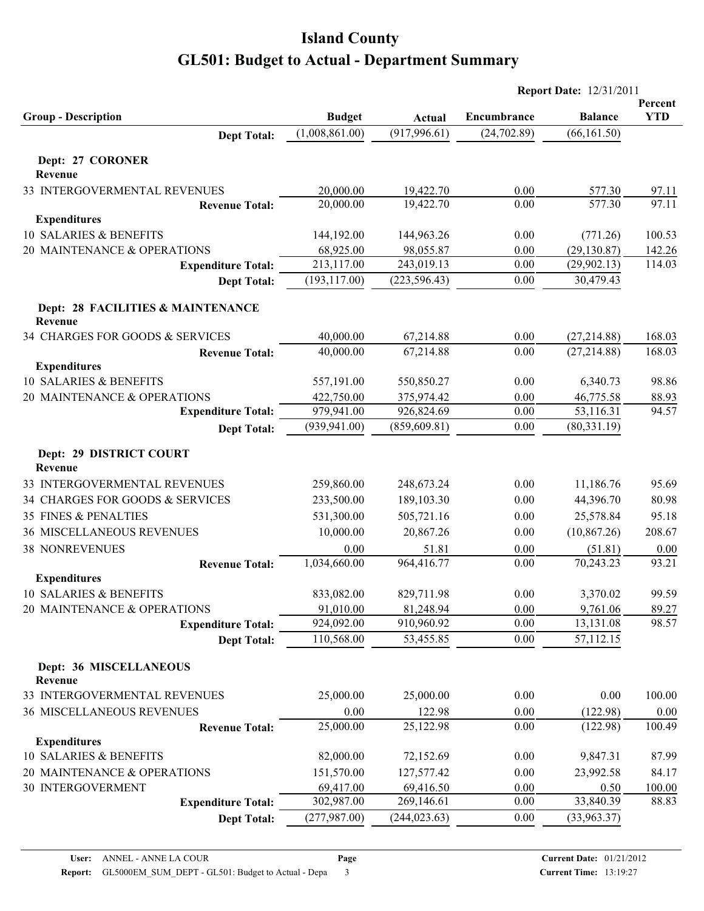# Island County

# GL501: Budget to Actual - Department Summary

**Report Date:** 12/31/2011

| Group - Description | Budget | Actual | Encumbrance | Balance | Percent YTD |
|---|---|---|---|---|---|
| **Dept Total:** | (1,008,861.00) | (917,996.61) | (24,702.89) | (66,161.50) | |
| **Dept: 27 CORONER** | | | | | |
| **Revenue** | | | | | |
| 33 INTERGOVERMENTAL REVENUES | 20,000.00 | 19,422.70 | 0.00 | 577.30 | 97.11 |
| **Revenue Total:** | 20,000.00 | 19,422.70 | 0.00 | 577.30 | 97.11 |
| **Expenditures** | | | | | |
| 10 SALARIES & BENEFITS | 144,192.00 | 144,963.26 | 0.00 | (771.26) | 100.53 |
| 20 MAINTENANCE & OPERATIONS | 68,925.00 | 98,055.87 | 0.00 | (29,130.87) | 142.26 |
| **Expenditure Total:** | 213,117.00 | 243,019.13 | 0.00 | (29,902.13) | 114.03 |
| **Dept Total:** | (193,117.00) | (223,596.43) | 0.00 | 30,479.43 | |
| **Dept: 28 FACILITIES & MAINTENANCE** | | | | | |
| **Revenue** | | | | | |
| 34 CHARGES FOR GOODS & SERVICES | 40,000.00 | 67,214.88 | 0.00 | (27,214.88) | 168.03 |
| **Revenue Total:** | 40,000.00 | 67,214.88 | 0.00 | (27,214.88) | 168.03 |
| **Expenditures** | | | | | |
| 10 SALARIES & BENEFITS | 557,191.00 | 550,850.27 | 0.00 | 6,340.73 | 98.86 |
| 20 MAINTENANCE & OPERATIONS | 422,750.00 | 375,974.42 | 0.00 | 46,775.58 | 88.93 |
| **Expenditure Total:** | 979,941.00 | 926,824.69 | 0.00 | 53,116.31 | 94.57 |
| **Dept Total:** | (939,941.00) | (859,609.81) | 0.00 | (80,331.19) | |
| **Dept: 29 DISTRICT COURT** | | | | | |
| **Revenue** | | | | | |
| 33 INTERGOVERMENTAL REVENUES | 259,860.00 | 248,673.24 | 0.00 | 11,186.76 | 95.69 |
| 34 CHARGES FOR GOODS & SERVICES | 233,500.00 | 189,103.30 | 0.00 | 44,396.70 | 80.98 |
| 35 FINES & PENALTIES | 531,300.00 | 505,721.16 | 0.00 | 25,578.84 | 95.18 |
| 36 MISCELLANEOUS REVENUES | 10,000.00 | 20,867.26 | 0.00 | (10,867.26) | 208.67 |
| 38 NONREVENUES | 0.00 | 51.81 | 0.00 | (51.81) | 0.00 |
| **Revenue Total:** | 1,034,660.00 | 964,416.77 | 0.00 | 70,243.23 | 93.21 |
| **Expenditures** | | | | | |
| 10 SALARIES & BENEFITS | 833,082.00 | 829,711.98 | 0.00 | 3,370.02 | 99.59 |
| 20 MAINTENANCE & OPERATIONS | 91,010.00 | 81,248.94 | 0.00 | 9,761.06 | 89.27 |
| **Expenditure Total:** | 924,092.00 | 910,960.92 | 0.00 | 13,131.08 | 98.57 |
| **Dept Total:** | 110,568.00 | 53,455.85 | 0.00 | 57,112.15 | |
| **Dept: 36 MISCELLANEOUS** | | | | | |
| **Revenue** | | | | | |
| 33 INTERGOVERMENTAL REVENUES | 25,000.00 | 25,000.00 | 0.00 | 0.00 | 100.00 |
| 36 MISCELLANEOUS REVENUES | 0.00 | 122.98 | 0.00 | (122.98) | 0.00 |
| **Revenue Total:** | 25,000.00 | 25,122.98 | 0.00 | (122.98) | 100.49 |
| **Expenditures** | | | | | |
| 10 SALARIES & BENEFITS | 82,000.00 | 72,152.69 | 0.00 | 9,847.31 | 87.99 |
| 20 MAINTENANCE & OPERATIONS | 151,570.00 | 127,577.42 | 0.00 | 23,992.58 | 84.17 |
| 30 INTERGOVERMENT | 69,417.00 | 69,416.50 | 0.00 | 0.50 | 100.00 |
| **Expenditure Total:** | 302,987.00 | 269,146.61 | 0.00 | 33,840.39 | 88.83 |
| **Dept Total:** | (277,987.00) | (244,023.63) | 0.00 | (33,963.37) | |

**User:** ANNEL - ANNE LA COUR **Current Date:** 01/21/2012
**Report:** GL5000EM_SUM_DEPT - GL501: Budget to Actual - Depa **Current Time:** 13:19:27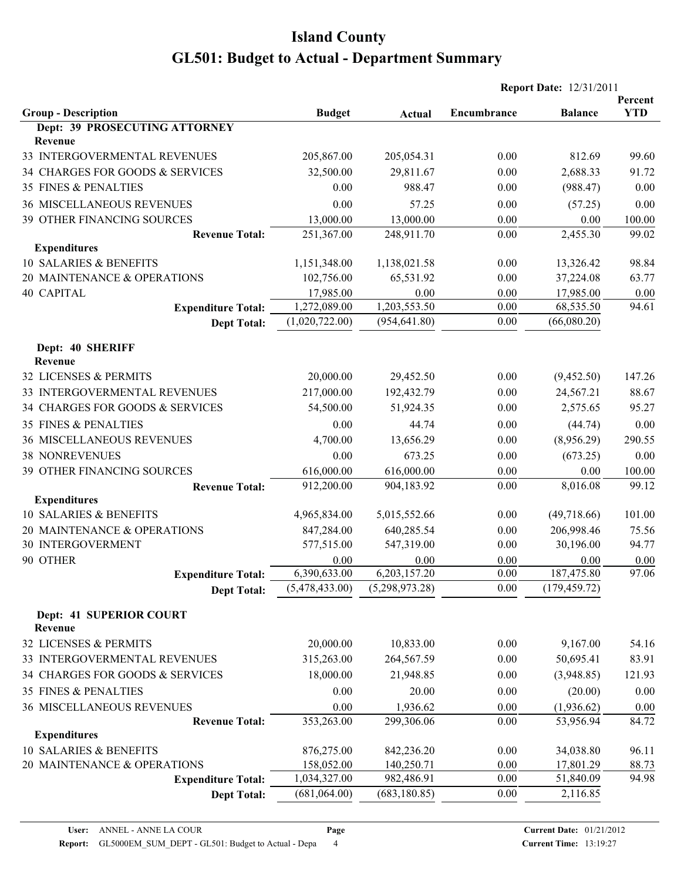# Island County

# GL501: Budget to Actual - Department Summary

**Report Date:** 12/31/2011

| Group - Description | Budget | Actual | Encumbrance | Balance | Percent YTD |
|---|---|---|---|---|---|
| **Dept: 39 PROSECUTING ATTORNEY** | | | | | |
| **Revenue** | | | | | |
| 33 INTERGOVERMENTAL REVENUES | 205,867.00 | 205,054.31 | 0.00 | 812.69 | 99.60 |
| 34 CHARGES FOR GOODS & SERVICES | 32,500.00 | 29,811.67 | 0.00 | 2,688.33 | 91.72 |
| 35 FINES & PENALTIES | 0.00 | 988.47 | 0.00 | (988.47) | 0.00 |
| 36 MISCELLANEOUS REVENUES | 0.00 | 57.25 | 0.00 | (57.25) | 0.00 |
| 39 OTHER FINANCING SOURCES | 13,000.00 | 13,000.00 | 0.00 | 0.00 | 100.00 |
| **Revenue Total:** | 251,367.00 | 248,911.70 | 0.00 | 2,455.30 | 99.02 |
| **Expenditures** | | | | | |
| 10 SALARIES & BENEFITS | 1,151,348.00 | 1,138,021.58 | 0.00 | 13,326.42 | 98.84 |
| 20 MAINTENANCE & OPERATIONS | 102,756.00 | 65,531.92 | 0.00 | 37,224.08 | 63.77 |
| 40 CAPITAL | 17,985.00 | 0.00 | 0.00 | 17,985.00 | 0.00 |
| **Expenditure Total:** | 1,272,089.00 | 1,203,553.50 | 0.00 | 68,535.50 | 94.61 |
| **Dept Total:** | (1,020,722.00) | (954,641.80) | 0.00 | (66,080.20) | |
| **Dept: 40 SHERIFF** | | | | | |
| **Revenue** | | | | | |
| 32 LICENSES & PERMITS | 20,000.00 | 29,452.50 | 0.00 | (9,452.50) | 147.26 |
| 33 INTERGOVERMENTAL REVENUES | 217,000.00 | 192,432.79 | 0.00 | 24,567.21 | 88.67 |
| 34 CHARGES FOR GOODS & SERVICES | 54,500.00 | 51,924.35 | 0.00 | 2,575.65 | 95.27 |
| 35 FINES & PENALTIES | 0.00 | 44.74 | 0.00 | (44.74) | 0.00 |
| 36 MISCELLANEOUS REVENUES | 4,700.00 | 13,656.29 | 0.00 | (8,956.29) | 290.55 |
| 38 NONREVENUES | 0.00 | 673.25 | 0.00 | (673.25) | 0.00 |
| 39 OTHER FINANCING SOURCES | 616,000.00 | 616,000.00 | 0.00 | 0.00 | 100.00 |
| **Revenue Total:** | 912,200.00 | 904,183.92 | 0.00 | 8,016.08 | 99.12 |
| **Expenditures** | | | | | |
| 10 SALARIES & BENEFITS | 4,965,834.00 | 5,015,552.66 | 0.00 | (49,718.66) | 101.00 |
| 20 MAINTENANCE & OPERATIONS | 847,284.00 | 640,285.54 | 0.00 | 206,998.46 | 75.56 |
| 30 INTERGOVERMENT | 577,515.00 | 547,319.00 | 0.00 | 30,196.00 | 94.77 |
| 90 OTHER | 0.00 | 0.00 | 0.00 | 0.00 | 0.00 |
| **Expenditure Total:** | 6,390,633.00 | 6,203,157.20 | 0.00 | 187,475.80 | 97.06 |
| **Dept Total:** | (5,478,433.00) | (5,298,973.28) | 0.00 | (179,459.72) | |
| **Dept: 41 SUPERIOR COURT** | | | | | |
| **Revenue** | | | | | |
| 32 LICENSES & PERMITS | 20,000.00 | 10,833.00 | 0.00 | 9,167.00 | 54.16 |
| 33 INTERGOVERMENTAL REVENUES | 315,263.00 | 264,567.59 | 0.00 | 50,695.41 | 83.91 |
| 34 CHARGES FOR GOODS & SERVICES | 18,000.00 | 21,948.85 | 0.00 | (3,948.85) | 121.93 |
| 35 FINES & PENALTIES | 0.00 | 20.00 | 0.00 | (20.00) | 0.00 |
| 36 MISCELLANEOUS REVENUES | 0.00 | 1,936.62 | 0.00 | (1,936.62) | 0.00 |
| **Revenue Total:** | 353,263.00 | 299,306.06 | 0.00 | 53,956.94 | 84.72 |
| **Expenditures** | | | | | |
| 10 SALARIES & BENEFITS | 876,275.00 | 842,236.20 | 0.00 | 34,038.80 | 96.11 |
| 20 MAINTENANCE & OPERATIONS | 158,052.00 | 140,250.71 | 0.00 | 17,801.29 | 88.73 |
| **Expenditure Total:** | 1,034,327.00 | 982,486.91 | 0.00 | 51,840.09 | 94.98 |
| **Dept Total:** | (681,064.00) | (683,180.85) | 0.00 | 2,116.85 | |

**User:** ANNEL - ANNE LA COUR
**Report:** GL5000EM_SUM_DEPT - GL501: Budget to Actual - Depa
**Current Date:** 01/21/2012
**Current Time:** 13:19:27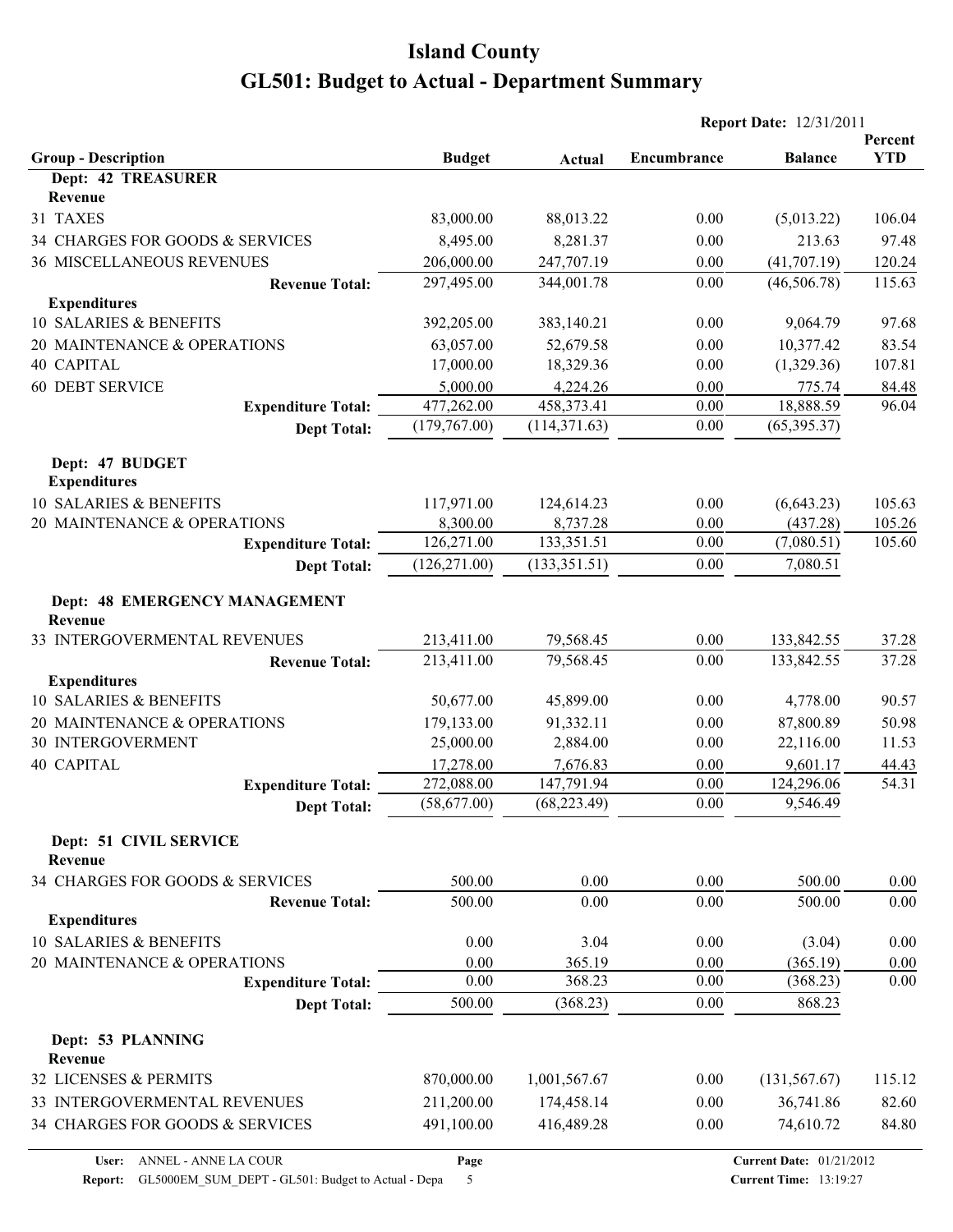# Island County

## GL501: Budget to Actual - Department Summary

**Report Date:** 12/31/2011

| Group - Description | Budget | Actual | Encumbrance | Balance | Percent YTD |
|---|---|---|---|---|---|
| **Dept: 42 TREASURER** | | | | | |
| **Revenue** | | | | | |
| 31 TAXES | 83,000.00 | 88,013.22 | 0.00 | (5,013.22) | 106.04 |
| 34 CHARGES FOR GOODS & SERVICES | 8,495.00 | 8,281.37 | 0.00 | 213.63 | 97.48 |
| 36 MISCELLANEOUS REVENUES | 206,000.00 | 247,707.19 | 0.00 | (41,707.19) | 120.24 |
| **Revenue Total:** | 297,495.00 | 344,001.78 | 0.00 | (46,506.78) | 115.63 |
| **Expenditures** | | | | | |
| 10 SALARIES & BENEFITS | 392,205.00 | 383,140.21 | 0.00 | 9,064.79 | 97.68 |
| 20 MAINTENANCE & OPERATIONS | 63,057.00 | 52,679.58 | 0.00 | 10,377.42 | 83.54 |
| 40 CAPITAL | 17,000.00 | 18,329.36 | 0.00 | (1,329.36) | 107.81 |
| 60 DEBT SERVICE | 5,000.00 | 4,224.26 | 0.00 | 775.74 | 84.48 |
| **Expenditure Total:** | 477,262.00 | 458,373.41 | 0.00 | 18,888.59 | 96.04 |
| **Dept Total:** | (179,767.00) | (114,371.63) | 0.00 | (65,395.37) | |
| **Dept: 47 BUDGET** | | | | | |
| **Expenditures** | | | | | |
| 10 SALARIES & BENEFITS | 117,971.00 | 124,614.23 | 0.00 | (6,643.23) | 105.63 |
| 20 MAINTENANCE & OPERATIONS | 8,300.00 | 8,737.28 | 0.00 | (437.28) | 105.26 |
| **Expenditure Total:** | 126,271.00 | 133,351.51 | 0.00 | (7,080.51) | 105.60 |
| **Dept Total:** | (126,271.00) | (133,351.51) | 0.00 | 7,080.51 | |
| **Dept: 48 EMERGENCY MANAGEMENT** | | | | | |
| **Revenue** | | | | | |
| 33 INTERGOVERMENTAL REVENUES | 213,411.00 | 79,568.45 | 0.00 | 133,842.55 | 37.28 |
| **Revenue Total:** | 213,411.00 | 79,568.45 | 0.00 | 133,842.55 | 37.28 |
| **Expenditures** | | | | | |
| 10 SALARIES & BENEFITS | 50,677.00 | 45,899.00 | 0.00 | 4,778.00 | 90.57 |
| 20 MAINTENANCE & OPERATIONS | 179,133.00 | 91,332.11 | 0.00 | 87,800.89 | 50.98 |
| 30 INTERGOVERMENT | 25,000.00 | 2,884.00 | 0.00 | 22,116.00 | 11.53 |
| 40 CAPITAL | 17,278.00 | 7,676.83 | 0.00 | 9,601.17 | 44.43 |
| **Expenditure Total:** | 272,088.00 | 147,791.94 | 0.00 | 124,296.06 | 54.31 |
| **Dept Total:** | (58,677.00) | (68,223.49) | 0.00 | 9,546.49 | |
| **Dept: 51 CIVIL SERVICE** | | | | | |
| **Revenue** | | | | | |
| 34 CHARGES FOR GOODS & SERVICES | 500.00 | 0.00 | 0.00 | 500.00 | 0.00 |
| **Revenue Total:** | 500.00 | 0.00 | 0.00 | 500.00 | 0.00 |
| **Expenditures** | | | | | |
| 10 SALARIES & BENEFITS | 0.00 | 3.04 | 0.00 | (3.04) | 0.00 |
| 20 MAINTENANCE & OPERATIONS | 0.00 | 365.19 | 0.00 | (365.19) | 0.00 |
| **Expenditure Total:** | 0.00 | 368.23 | 0.00 | (368.23) | 0.00 |
| **Dept Total:** | 500.00 | (368.23) | 0.00 | 868.23 | |
| **Dept: 53 PLANNING** | | | | | |
| **Revenue** | | | | | |
| 32 LICENSES & PERMITS | 870,000.00 | 1,001,567.67 | 0.00 | (131,567.67) | 115.12 |
| 33 INTERGOVERMENTAL REVENUES | 211,200.00 | 174,458.14 | 0.00 | 36,741.86 | 82.60 |
| 34 CHARGES FOR GOODS & SERVICES | 491,100.00 | 416,489.28 | 0.00 | 74,610.72 | 84.80 |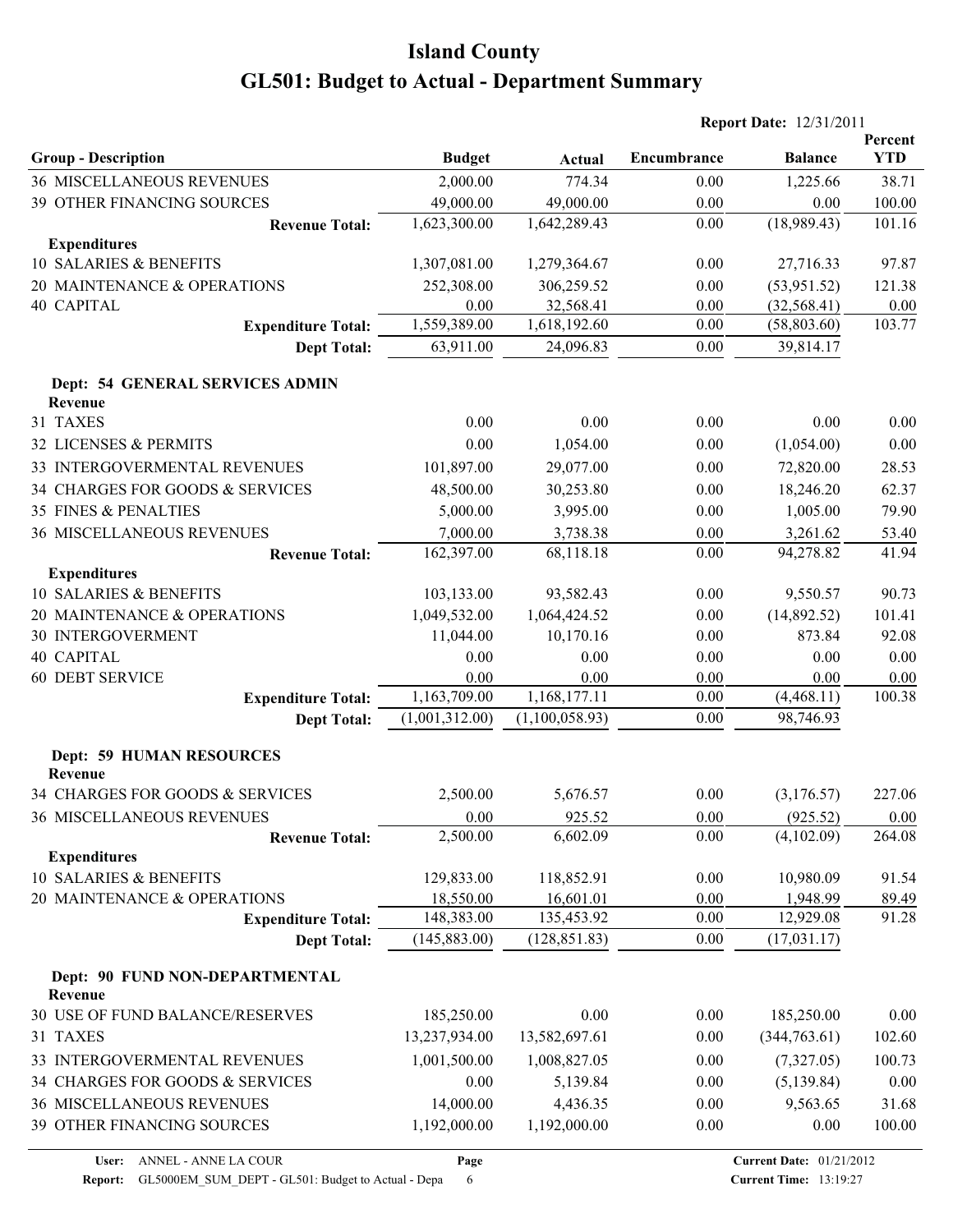# Island County

# GL501: Budget to Actual - Department Summary

**Report Date:** 12/31/2011

| Group - Description | Budget | Actual | Encumbrance | Balance | Percent YTD |
|---|---|---|---|---|---|
| 36 MISCELLANEOUS REVENUES | 2,000.00 | 774.34 | 0.00 | 1,225.66 | 38.71 |
| 39 OTHER FINANCING SOURCES | 49,000.00 | 49,000.00 | 0.00 | 0.00 | 100.00 |
| **Revenue Total:** | 1,623,300.00 | 1,642,289.43 | 0.00 | (18,989.43) | 101.16 |
| **Expenditures** | | | | | |
| 10 SALARIES & BENEFITS | 1,307,081.00 | 1,279,364.67 | 0.00 | 27,716.33 | 97.87 |
| 20 MAINTENANCE & OPERATIONS | 252,308.00 | 306,259.52 | 0.00 | (53,951.52) | 121.38 |
| 40 CAPITAL | 0.00 | 32,568.41 | 0.00 | (32,568.41) | 0.00 |
| **Expenditure Total:** | 1,559,389.00 | 1,618,192.60 | 0.00 | (58,803.60) | 103.77 |
| **Dept Total:** | 63,911.00 | 24,096.83 | 0.00 | 39,814.17 | |
| **Dept: 54 GENERAL SERVICES ADMIN** | | | | | |
| **Revenue** | | | | | |
| 31 TAXES | 0.00 | 0.00 | 0.00 | 0.00 | 0.00 |
| 32 LICENSES & PERMITS | 0.00 | 1,054.00 | 0.00 | (1,054.00) | 0.00 |
| 33 INTERGOVERMENTAL REVENUES | 101,897.00 | 29,077.00 | 0.00 | 72,820.00 | 28.53 |
| 34 CHARGES FOR GOODS & SERVICES | 48,500.00 | 30,253.80 | 0.00 | 18,246.20 | 62.37 |
| 35 FINES & PENALTIES | 5,000.00 | 3,995.00 | 0.00 | 1,005.00 | 79.90 |
| 36 MISCELLANEOUS REVENUES | 7,000.00 | 3,738.38 | 0.00 | 3,261.62 | 53.40 |
| **Revenue Total:** | 162,397.00 | 68,118.18 | 0.00 | 94,278.82 | 41.94 |
| **Expenditures** | | | | | |
| 10 SALARIES & BENEFITS | 103,133.00 | 93,582.43 | 0.00 | 9,550.57 | 90.73 |
| 20 MAINTENANCE & OPERATIONS | 1,049,532.00 | 1,064,424.52 | 0.00 | (14,892.52) | 101.41 |
| 30 INTERGOVERMENT | 11,044.00 | 10,170.16 | 0.00 | 873.84 | 92.08 |
| 40 CAPITAL | 0.00 | 0.00 | 0.00 | 0.00 | 0.00 |
| 60 DEBT SERVICE | 0.00 | 0.00 | 0.00 | 0.00 | 0.00 |
| **Expenditure Total:** | 1,163,709.00 | 1,168,177.11 | 0.00 | (4,468.11) | 100.38 |
| **Dept Total:** | (1,001,312.00) | (1,100,058.93) | 0.00 | 98,746.93 | |
| **Dept: 59 HUMAN RESOURCES** | | | | | |
| **Revenue** | | | | | |
| 34 CHARGES FOR GOODS & SERVICES | 2,500.00 | 5,676.57 | 0.00 | (3,176.57) | 227.06 |
| 36 MISCELLANEOUS REVENUES | 0.00 | 925.52 | 0.00 | (925.52) | 0.00 |
| **Revenue Total:** | 2,500.00 | 6,602.09 | 0.00 | (4,102.09) | 264.08 |
| **Expenditures** | | | | | |
| 10 SALARIES & BENEFITS | 129,833.00 | 118,852.91 | 0.00 | 10,980.09 | 91.54 |
| 20 MAINTENANCE & OPERATIONS | 18,550.00 | 16,601.01 | 0.00 | 1,948.99 | 89.49 |
| **Expenditure Total:** | 148,383.00 | 135,453.92 | 0.00 | 12,929.08 | 91.28 |
| **Dept Total:** | (145,883.00) | (128,851.83) | 0.00 | (17,031.17) | |
| **Dept: 90 FUND NON-DEPARTMENTAL** | | | | | |
| **Revenue** | | | | | |
| 30 USE OF FUND BALANCE/RESERVES | 185,250.00 | 0.00 | 0.00 | 185,250.00 | 0.00 |
| 31 TAXES | 13,237,934.00 | 13,582,697.61 | 0.00 | (344,763.61) | 102.60 |
| 33 INTERGOVERMENTAL REVENUES | 1,001,500.00 | 1,008,827.05 | 0.00 | (7,327.05) | 100.73 |
| 34 CHARGES FOR GOODS & SERVICES | 0.00 | 5,139.84 | 0.00 | (5,139.84) | 0.00 |
| 36 MISCELLANEOUS REVENUES | 14,000.00 | 4,436.35 | 0.00 | 9,563.65 | 31.68 |
| 39 OTHER FINANCING SOURCES | 1,192,000.00 | 1,192,000.00 | 0.00 | 0.00 | 100.00 |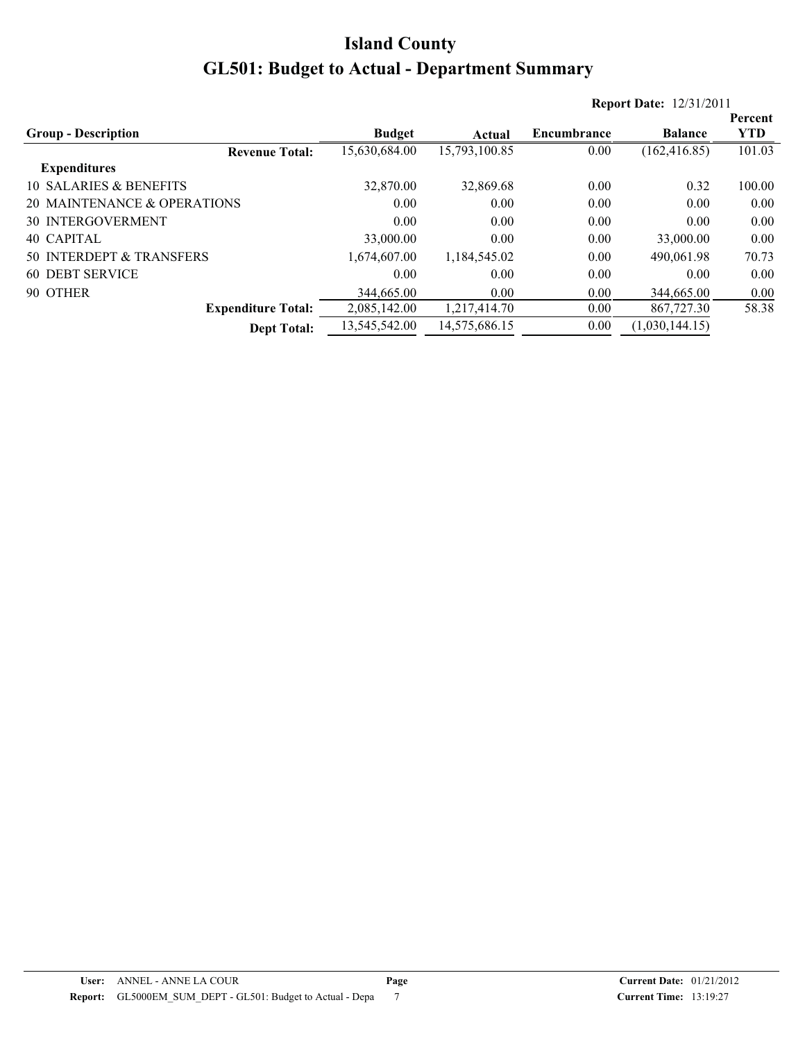# Island County

# GL501: Budget to Actual - Department Summary

**Report Date:** 12/31/2011

| Group - Description | Budget | Actual | Encumbrance | Balance | Percent YTD |
|---|---|---|---|---|---|
| **Revenue Total:** | 15,630,684.00 | 15,793,100.85 | 0.00 | (162,416.85) | 101.03 |
| **Expenditures** | | | | | |
| 10 SALARIES & BENEFITS | 32,870.00 | 32,869.68 | 0.00 | 0.32 | 100.00 |
| 20 MAINTENANCE & OPERATIONS | 0.00 | 0.00 | 0.00 | 0.00 | 0.00 |
| 30 INTERGOVERMENT | 0.00 | 0.00 | 0.00 | 0.00 | 0.00 |
| 40 CAPITAL | 33,000.00 | 0.00 | 0.00 | 33,000.00 | 0.00 |
| 50 INTERDEPT & TRANSFERS | 1,674,607.00 | 1,184,545.02 | 0.00 | 490,061.98 | 70.73 |
| 60 DEBT SERVICE | 0.00 | 0.00 | 0.00 | 0.00 | 0.00 |
| 90 OTHER | 344,665.00 | 0.00 | 0.00 | 344,665.00 | 0.00 |
| **Expenditure Total:** | 2,085,142.00 | 1,217,414.70 | 0.00 | 867,727.30 | 58.38 |
| **Dept Total:** | 13,545,542.00 | 14,575,686.15 | 0.00 | (1,030,144.15) | |

**User:** ANNEL - ANNE LA COUR
**Report:** GL5000EM_SUM_DEPT - GL501: Budget to Actual - Depa
**Page** 7
**Current Date:** 01/21/2012
**Current Time:** 13:19:27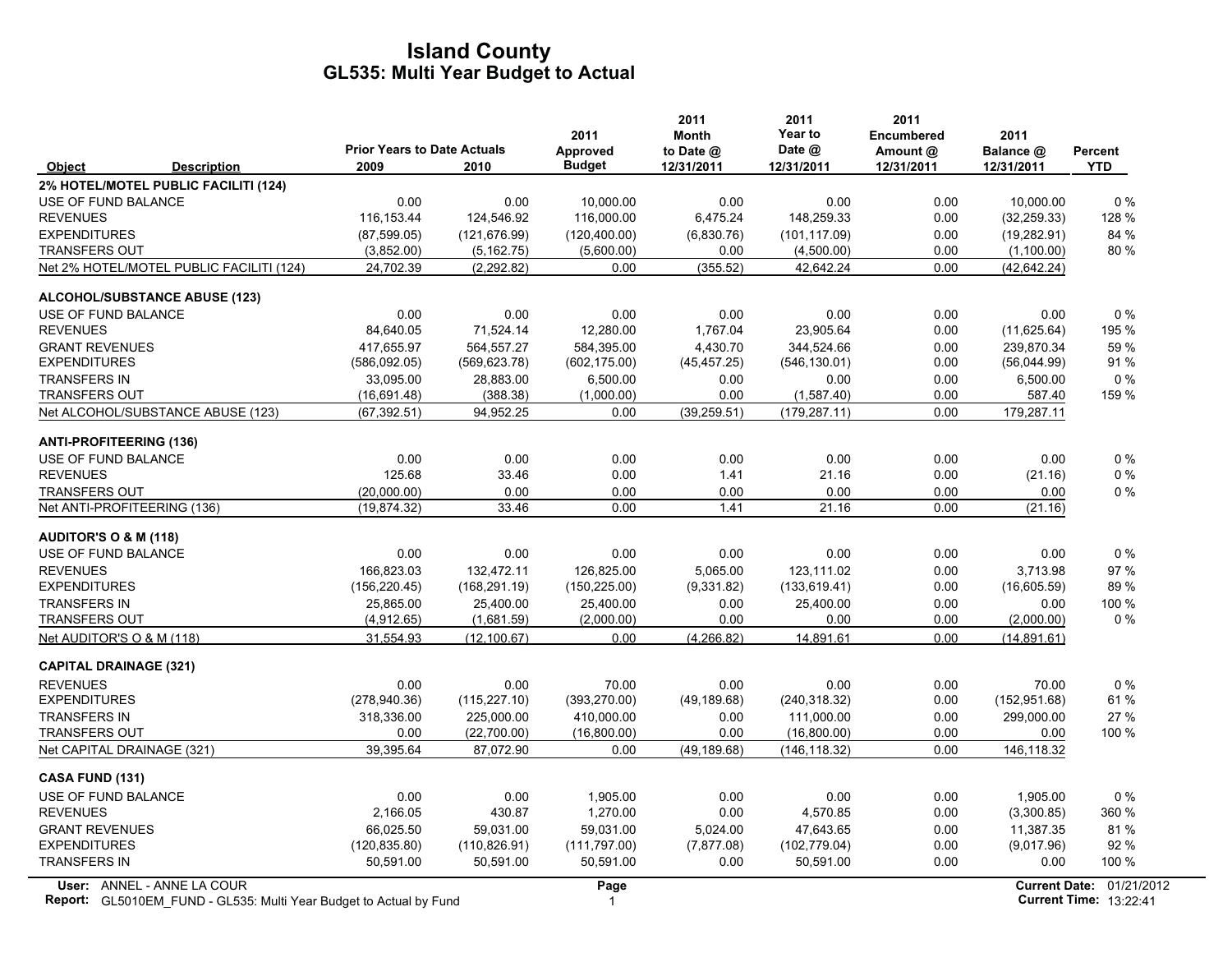# Island County

## GL535: Multi Year Budget to Actual

| Object | Description | Prior Years to Date Actuals 2009 | 2010 | 2011 Approved Budget | 2011 Month to Date @ 12/31/2011 | 2011 Year to Date @ 12/31/2011 | 2011 Encumbered Amount @ 12/31/2011 | 2011 Balance @ 12/31/2011 | Percent YTD |
|---|---|---|---|---|---|---|---|---|---|
| **2% HOTEL/MOTEL PUBLIC FACILITI (124)** | | | | | | | | | |
| USE OF FUND BALANCE | | 0.00 | 0.00 | 10,000.00 | 0.00 | 0.00 | 0.00 | 10,000.00 | 0 % |
| REVENUES | | 116,153.44 | 124,546.92 | 116,000.00 | 6,475.24 | 148,259.33 | 0.00 | (32,259.33) | 128 % |
| EXPENDITURES | | (87,599.05) | (121,676.99) | (120,400.00) | (6,830.76) | (101,117.09) | 0.00 | (19,282.91) | 84 % |
| TRANSFERS OUT | | (3,852.00) | (5,162.75) | (5,600.00) | 0.00 | (4,500.00) | 0.00 | (1,100.00) | 80 % |
| Net 2% HOTEL/MOTEL PUBLIC FACILITI (124) | | 24,702.39 | (2,292.82) | 0.00 | (355.52) | 42,642.24 | 0.00 | (42,642.24) | |
| **ALCOHOL/SUBSTANCE ABUSE (123)** | | | | | | | | | |
| USE OF FUND BALANCE | | 0.00 | 0.00 | 0.00 | 0.00 | 0.00 | 0.00 | 0.00 | 0 % |
| REVENUES | | 84,640.05 | 71,524.14 | 12,280.00 | 1,767.04 | 23,905.64 | 0.00 | (11,625.64) | 195 % |
| GRANT REVENUES | | 417,655.97 | 564,557.27 | 584,395.00 | 4,430.70 | 344,524.66 | 0.00 | 239,870.34 | 59 % |
| EXPENDITURES | | (586,092.05) | (569,623.78) | (602,175.00) | (45,457.25) | (546,130.01) | 0.00 | (56,044.99) | 91 % |
| TRANSFERS IN | | 33,095.00 | 28,883.00 | 6,500.00 | 0.00 | 0.00 | 0.00 | 6,500.00 | 0 % |
| TRANSFERS OUT | | (16,691.48) | (388.38) | (1,000.00) | 0.00 | (1,587.40) | 0.00 | 587.40 | 159 % |
| Net ALCOHOL/SUBSTANCE ABUSE (123) | | (67,392.51) | 94,952.25 | 0.00 | (39,259.51) | (179,287.11) | 0.00 | 179,287.11 | |
| **ANTI-PROFITEERING (136)** | | | | | | | | | |
| USE OF FUND BALANCE | | 0.00 | 0.00 | 0.00 | 0.00 | 0.00 | 0.00 | 0.00 | 0 % |
| REVENUES | | 125.68 | 33.46 | 0.00 | 1.41 | 21.16 | 0.00 | (21.16) | 0 % |
| TRANSFERS OUT | | (20,000.00) | 0.00 | 0.00 | 0.00 | 0.00 | 0.00 | 0.00 | 0 % |
| Net ANTI-PROFITEERING (136) | | (19,874.32) | 33.46 | 0.00 | 1.41 | 21.16 | 0.00 | (21.16) | |
| **AUDITOR'S O & M (118)** | | | | | | | | | |
| USE OF FUND BALANCE | | 0.00 | 0.00 | 0.00 | 0.00 | 0.00 | 0.00 | 0.00 | 0 % |
| REVENUES | | 166,823.03 | 132,472.11 | 126,825.00 | 5,065.00 | 123,111.02 | 0.00 | 3,713.98 | 97 % |
| EXPENDITURES | | (156,220.45) | (168,291.19) | (150,225.00) | (9,331.82) | (133,619.41) | 0.00 | (16,605.59) | 89 % |
| TRANSFERS IN | | 25,865.00 | 25,400.00 | 25,400.00 | 0.00 | 25,400.00 | 0.00 | 0.00 | 100 % |
| TRANSFERS OUT | | (4,912.65) | (1,681.59) | (2,000.00) | 0.00 | 0.00 | 0.00 | (2,000.00) | 0 % |
| Net AUDITOR'S O & M (118) | | 31,554.93 | (12,100.67) | 0.00 | (4,266.82) | 14,891.61 | 0.00 | (14,891.61) | |
| **CAPITAL DRAINAGE (321)** | | | | | | | | | |
| REVENUES | | 0.00 | 0.00 | 70.00 | 0.00 | 0.00 | 0.00 | 70.00 | 0 % |
| EXPENDITURES | | (278,940.36) | (115,227.10) | (393,270.00) | (49,189.68) | (240,318.32) | 0.00 | (152,951.68) | 61 % |
| TRANSFERS IN | | 318,336.00 | 225,000.00 | 410,000.00 | 0.00 | 111,000.00 | 0.00 | 299,000.00 | 27 % |
| TRANSFERS OUT | | 0.00 | (22,700.00) | (16,800.00) | 0.00 | (16,800.00) | 0.00 | 0.00 | 100 % |
| Net CAPITAL DRAINAGE (321) | | 39,395.64 | 87,072.90 | 0.00 | (49,189.68) | (146,118.32) | 0.00 | 146,118.32 | |
| **CASA FUND (131)** | | | | | | | | | |
| USE OF FUND BALANCE | | 0.00 | 0.00 | 1,905.00 | 0.00 | 0.00 | 0.00 | 1,905.00 | 0 % |
| REVENUES | | 2,166.05 | 430.87 | 1,270.00 | 0.00 | 4,570.85 | 0.00 | (3,300.85) | 360 % |
| GRANT REVENUES | | 66,025.50 | 59,031.00 | 59,031.00 | 5,024.00 | 47,643.65 | 0.00 | 11,387.35 | 81 % |
| EXPENDITURES | | (120,835.80) | (110,826.91) | (111,797.00) | (7,877.08) | (102,779.04) | 0.00 | (9,017.96) | 92 % |
| TRANSFERS IN | | 50,591.00 | 50,591.00 | 50,591.00 | 0.00 | 50,591.00 | 0.00 | 0.00 | 100 % |

User: ANNEL - ANNE LA COUR
Report: GL5010EM_FUND - GL535: Multi Year Budget to Actual by Fund
Current Date: 01/21/2012
Current Time: 13:22:41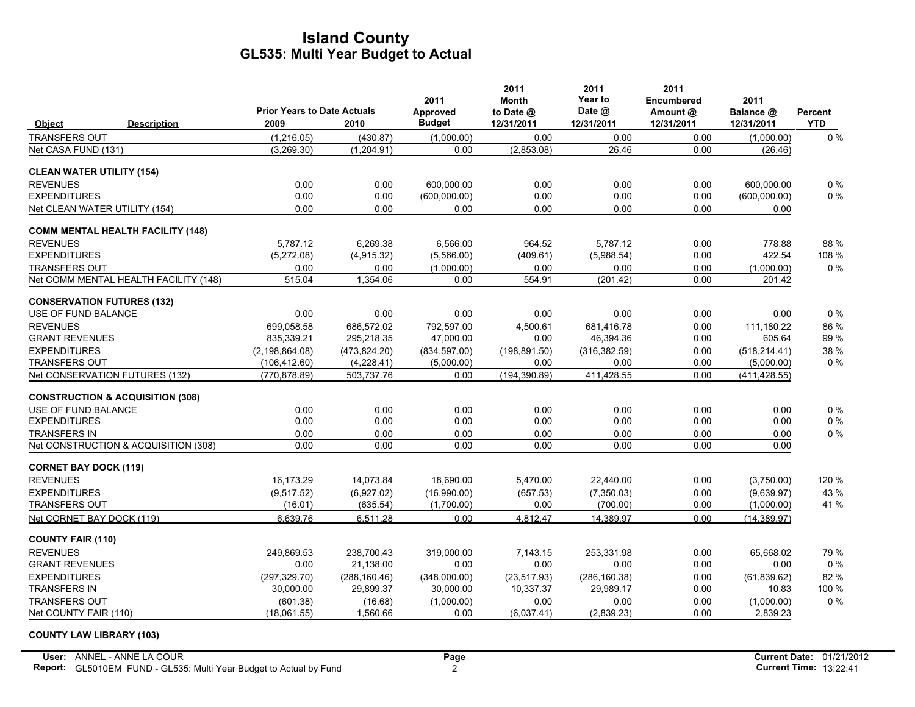# Island County
## GL535: Multi Year Budget to Actual

| Object | Description | Prior Years to Date Actuals 2009 | 2010 | 2011 Approved Budget | 2011 Month to Date @ 12/31/2011 | 2011 Year to Date @ 12/31/2011 | 2011 Encumbered Amount @ 12/31/2011 | 2011 Balance @ 12/31/2011 | Percent YTD |
|---|---|---|---|---|---|---|---|---|---|
| TRANSFERS OUT | | (1,216.05) | (430.87) | (1,000.00) | 0.00 | 0.00 | 0.00 | (1,000.00) | 0 % |
| Net CASA FUND (131) | | (3,269.30) | (1,204.91) | 0.00 | (2,853.08) | 26.46 | 0.00 | (26.46) | |
| **CLEAN WATER UTILITY (154)** | | | | | | | | | |
| REVENUES | | 0.00 | 0.00 | 600,000.00 | 0.00 | 0.00 | 0.00 | 600,000.00 | 0 % |
| EXPENDITURES | | 0.00 | 0.00 | (600,000.00) | 0.00 | 0.00 | 0.00 | (600,000.00) | 0 % |
| Net CLEAN WATER UTILITY (154) | | 0.00 | 0.00 | 0.00 | 0.00 | 0.00 | 0.00 | 0.00 | |
| **COMM MENTAL HEALTH FACILITY (148)** | | | | | | | | | |
| REVENUES | | 5,787.12 | 6,269.38 | 6,566.00 | 964.52 | 5,787.12 | 0.00 | 778.88 | 88 % |
| EXPENDITURES | | (5,272.08) | (4,915.32) | (5,566.00) | (409.61) | (5,988.54) | 0.00 | 422.54 | 108 % |
| TRANSFERS OUT | | 0.00 | 0.00 | (1,000.00) | 0.00 | 0.00 | 0.00 | (1,000.00) | 0 % |
| Net COMM MENTAL HEALTH FACILITY (148) | | 515.04 | 1,354.06 | 0.00 | 554.91 | (201.42) | 0.00 | 201.42 | |
| **CONSERVATION FUTURES (132)** | | | | | | | | | |
| USE OF FUND BALANCE | | 0.00 | 0.00 | 0.00 | 0.00 | 0.00 | 0.00 | 0.00 | 0 % |
| REVENUES | | 699,058.58 | 686,572.02 | 792,597.00 | 4,500.61 | 681,416.78 | 0.00 | 111,180.22 | 86 % |
| GRANT REVENUES | | 835,339.21 | 295,218.35 | 47,000.00 | 0.00 | 46,394.36 | 0.00 | 605.64 | 99 % |
| EXPENDITURES | | (2,198,864.08) | (473,824.20) | (834,597.00) | (198,891.50) | (316,382.59) | 0.00 | (518,214.41) | 38 % |
| TRANSFERS OUT | | (106,412.60) | (4,228.41) | (5,000.00) | 0.00 | 0.00 | 0.00 | (5,000.00) | 0 % |
| Net CONSERVATION FUTURES (132) | | (770,878.89) | 503,737.76 | 0.00 | (194,390.89) | 411,428.55 | 0.00 | (411,428.55) | |
| **CONSTRUCTION & ACQUISITION (308)** | | | | | | | | | |
| USE OF FUND BALANCE | | 0.00 | 0.00 | 0.00 | 0.00 | 0.00 | 0.00 | 0.00 | 0 % |
| EXPENDITURES | | 0.00 | 0.00 | 0.00 | 0.00 | 0.00 | 0.00 | 0.00 | 0 % |
| TRANSFERS IN | | 0.00 | 0.00 | 0.00 | 0.00 | 0.00 | 0.00 | 0.00 | 0 % |
| Net CONSTRUCTION & ACQUISITION (308) | | 0.00 | 0.00 | 0.00 | 0.00 | 0.00 | 0.00 | 0.00 | |
| **CORNET BAY DOCK (119)** | | | | | | | | | |
| REVENUES | | 16,173.29 | 14,073.84 | 18,690.00 | 5,470.00 | 22,440.00 | 0.00 | (3,750.00) | 120 % |
| EXPENDITURES | | (9,517.52) | (6,927.02) | (16,990.00) | (657.53) | (7,350.03) | 0.00 | (9,639.97) | 43 % |
| TRANSFERS OUT | | (16.01) | (635.54) | (1,700.00) | 0.00 | (700.00) | 0.00 | (1,000.00) | 41 % |
| Net CORNET BAY DOCK (119) | | 6,639.76 | 6,511.28 | 0.00 | 4,812.47 | 14,389.97 | 0.00 | (14,389.97) | |
| **COUNTY FAIR (110)** | | | | | | | | | |
| REVENUES | | 249,869.53 | 238,700.43 | 319,000.00 | 7,143.15 | 253,331.98 | 0.00 | 65,668.02 | 79 % |
| GRANT REVENUES | | 0.00 | 21,138.00 | 0.00 | 0.00 | 0.00 | 0.00 | 0.00 | 0 % |
| EXPENDITURES | | (297,329.70) | (288,160.46) | (348,000.00) | (23,517.93) | (286,160.38) | 0.00 | (61,839.62) | 82 % |
| TRANSFERS IN | | 30,000.00 | 29,899.37 | 30,000.00 | 10,337.37 | 29,989.17 | 0.00 | 10.83 | 100 % |
| TRANSFERS OUT | | (601.38) | (16.68) | (1,000.00) | 0.00 | 0.00 | 0.00 | (1,000.00) | 0 % |
| Net COUNTY FAIR (110) | | (18,061.55) | 1,560.66 | 0.00 | (6,037.41) | (2,839.23) | 0.00 | 2,839.23 | |
| **COUNTY LAW LIBRARY (103)** | | | | | | | | | |

User: ANNEL - ANNE LA COUR
Report: GL5010EM_FUND - GL535: Multi Year Budget to Actual by Fund

Current Date: 01/21/2012
Current Time: 13:22:41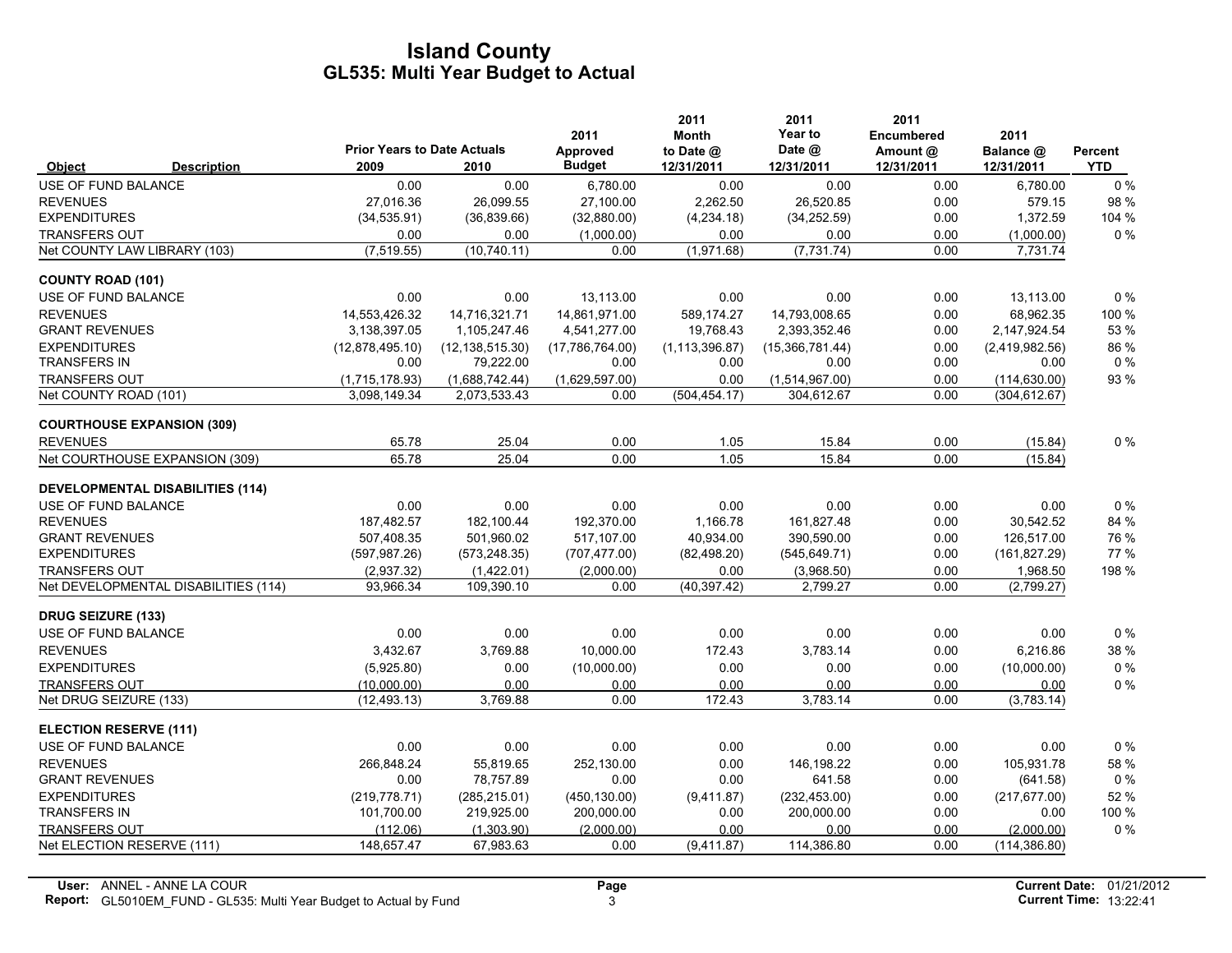# Island County
## GL535: Multi Year Budget to Actual

| Object | Description | Prior Years to Date Actuals 2009 | 2010 | 2011 Approved Budget | 2011 Month to Date @ 12/31/2011 | 2011 Year to Date @ 12/31/2011 | 2011 Encumbered Amount @ 12/31/2011 | 2011 Balance @ 12/31/2011 | Percent YTD |
|---|---|---|---|---|---|---|---|---|---|
| USE OF FUND BALANCE | | 0.00 | 0.00 | 6,780.00 | 0.00 | 0.00 | 0.00 | 6,780.00 | 0 % |
| REVENUES | | 27,016.36 | 26,099.55 | 27,100.00 | 2,262.50 | 26,520.85 | 0.00 | 579.15 | 98 % |
| EXPENDITURES | | (34,535.91) | (36,839.66) | (32,880.00) | (4,234.18) | (34,252.59) | 0.00 | 1,372.59 | 104 % |
| TRANSFERS OUT | | 0.00 | 0.00 | (1,000.00) | 0.00 | 0.00 | 0.00 | (1,000.00) | 0 % |
| Net COUNTY LAW LIBRARY (103) | | (7,519.55) | (10,740.11) | 0.00 | (1,971.68) | (7,731.74) | 0.00 | 7,731.74 | |
| **COUNTY ROAD (101)** | | | | | | | | | |
| USE OF FUND BALANCE | | 0.00 | 0.00 | 13,113.00 | 0.00 | 0.00 | 0.00 | 13,113.00 | 0 % |
| REVENUES | | 14,553,426.32 | 14,716,321.71 | 14,861,971.00 | 589,174.27 | 14,793,008.65 | 0.00 | 68,962.35 | 100 % |
| GRANT REVENUES | | 3,138,397.05 | 1,105,247.46 | 4,541,277.00 | 19,768.43 | 2,393,352.46 | 0.00 | 2,147,924.54 | 53 % |
| EXPENDITURES | | (12,878,495.10) | (12,138,515.30) | (17,786,764.00) | (1,113,396.87) | (15,366,781.44) | 0.00 | (2,419,982.56) | 86 % |
| TRANSFERS IN | | 0.00 | 79,222.00 | 0.00 | 0.00 | 0.00 | 0.00 | 0.00 | 0 % |
| TRANSFERS OUT | | (1,715,178.93) | (1,688,742.44) | (1,629,597.00) | 0.00 | (1,514,967.00) | 0.00 | (114,630.00) | 93 % |
| Net COUNTY ROAD (101) | | 3,098,149.34 | 2,073,533.43 | 0.00 | (504,454.17) | 304,612.67 | 0.00 | (304,612.67) | |
| **COURTHOUSE EXPANSION (309)** | | | | | | | | | |
| REVENUES | | 65.78 | 25.04 | 0.00 | 1.05 | 15.84 | 0.00 | (15.84) | 0 % |
| Net COURTHOUSE EXPANSION (309) | | 65.78 | 25.04 | 0.00 | 1.05 | 15.84 | 0.00 | (15.84) | |
| **DEVELOPMENTAL DISABILITIES (114)** | | | | | | | | | |
| USE OF FUND BALANCE | | 0.00 | 0.00 | 0.00 | 0.00 | 0.00 | 0.00 | 0.00 | 0 % |
| REVENUES | | 187,482.57 | 182,100.44 | 192,370.00 | 1,166.78 | 161,827.48 | 0.00 | 30,542.52 | 84 % |
| GRANT REVENUES | | 507,408.35 | 501,960.02 | 517,107.00 | 40,934.00 | 390,590.00 | 0.00 | 126,517.00 | 76 % |
| EXPENDITURES | | (597,987.26) | (573,248.35) | (707,477.00) | (82,498.20) | (545,649.71) | 0.00 | (161,827.29) | 77 % |
| TRANSFERS OUT | | (2,937.32) | (1,422.01) | (2,000.00) | 0.00 | (3,968.50) | 0.00 | 1,968.50 | 198 % |
| Net DEVELOPMENTAL DISABILITIES (114) | | 93,966.34 | 109,390.10 | 0.00 | (40,397.42) | 2,799.27 | 0.00 | (2,799.27) | |
| **DRUG SEIZURE (133)** | | | | | | | | | |
| USE OF FUND BALANCE | | 0.00 | 0.00 | 0.00 | 0.00 | 0.00 | 0.00 | 0.00 | 0 % |
| REVENUES | | 3,432.67 | 3,769.88 | 10,000.00 | 172.43 | 3,783.14 | 0.00 | 6,216.86 | 38 % |
| EXPENDITURES | | (5,925.80) | 0.00 | (10,000.00) | 0.00 | 0.00 | 0.00 | (10,000.00) | 0 % |
| TRANSFERS OUT | | (10,000.00) | 0.00 | 0.00 | 0.00 | 0.00 | 0.00 | 0.00 | 0 % |
| Net DRUG SEIZURE (133) | | (12,493.13) | 3,769.88 | 0.00 | 172.43 | 3,783.14 | 0.00 | (3,783.14) | |
| **ELECTION RESERVE (111)** | | | | | | | | | |
| USE OF FUND BALANCE | | 0.00 | 0.00 | 0.00 | 0.00 | 0.00 | 0.00 | 0.00 | 0 % |
| REVENUES | | 266,848.24 | 55,819.65 | 252,130.00 | 0.00 | 146,198.22 | 0.00 | 105,931.78 | 58 % |
| GRANT REVENUES | | 0.00 | 78,757.89 | 0.00 | 0.00 | 641.58 | 0.00 | (641.58) | 0 % |
| EXPENDITURES | | (219,778.71) | (285,215.01) | (450,130.00) | (9,411.87) | (232,453.00) | 0.00 | (217,677.00) | 52 % |
| TRANSFERS IN | | 101,700.00 | 219,925.00 | 200,000.00 | 0.00 | 200,000.00 | 0.00 | 0.00 | 100 % |
| TRANSFERS OUT | | (112.06) | (1,303.90) | (2,000.00) | 0.00 | 0.00 | 0.00 | (2,000.00) | 0 % |
| Net ELECTION RESERVE (111) | | 148,657.47 | 67,983.63 | 0.00 | (9,411.87) | 114,386.80 | 0.00 | (114,386.80) | |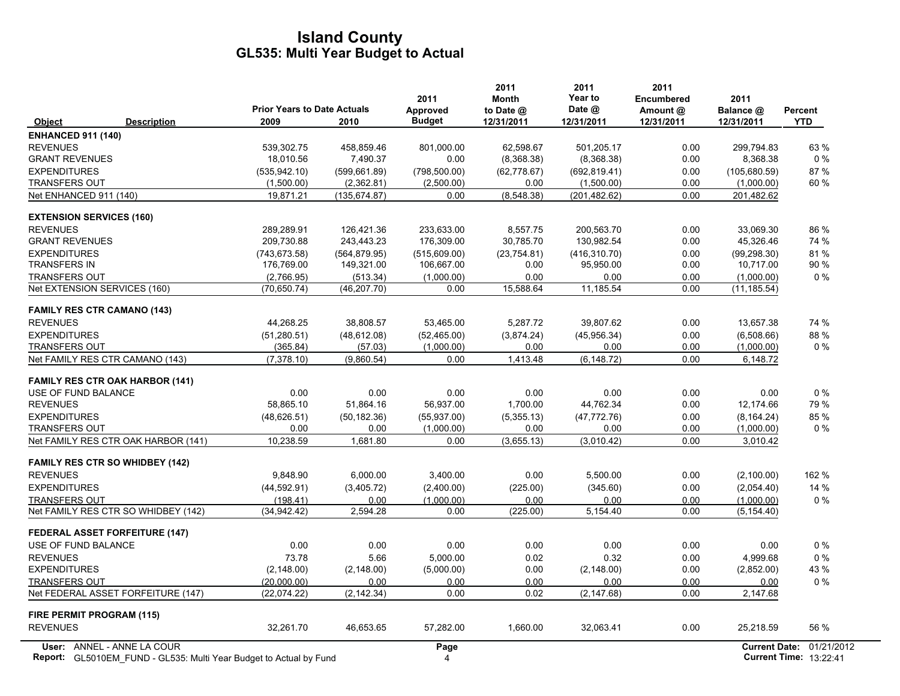# Island County
## GL535: Multi Year Budget to Actual

| Object | Description | Prior Years to Date Actuals 2009 | 2010 | 2011 Approved Budget | 2011 Month to Date @ 12/31/2011 | 2011 Year to Date @ 12/31/2011 | 2011 Encumbered Amount @ 12/31/2011 | 2011 Balance @ 12/31/2011 | Percent YTD |
|---|---|---|---|---|---|---|---|---|---|
| **ENHANCED 911 (140)** | | | | | | | | | |
| REVENUES | | 539,302.75 | 458,859.46 | 801,000.00 | 62,598.67 | 501,205.17 | 0.00 | 299,794.83 | 63 % |
| GRANT REVENUES | | 18,010.56 | 7,490.37 | 0.00 | (8,368.38) | (8,368.38) | 0.00 | 8,368.38 | 0 % |
| EXPENDITURES | | (535,942.10) | (599,661.89) | (798,500.00) | (62,778.67) | (692,819.41) | 0.00 | (105,680.59) | 87 % |
| TRANSFERS OUT | | (1,500.00) | (2,362.81) | (2,500.00) | 0.00 | (1,500.00) | 0.00 | (1,000.00) | 60 % |
| Net ENHANCED 911 (140) | | 19,871.21 | (135,674.87) | 0.00 | (8,548.38) | (201,482.62) | 0.00 | 201,482.62 | |
| **EXTENSION SERVICES (160)** | | | | | | | | | |
| REVENUES | | 289,289.91 | 126,421.36 | 233,633.00 | 8,557.75 | 200,563.70 | 0.00 | 33,069.30 | 86 % |
| GRANT REVENUES | | 209,730.88 | 243,443.23 | 176,309.00 | 30,785.70 | 130,982.54 | 0.00 | 45,326.46 | 74 % |
| EXPENDITURES | | (743,673.58) | (564,879.95) | (515,609.00) | (23,754.81) | (416,310.70) | 0.00 | (99,298.30) | 81 % |
| TRANSFERS IN | | 176,769.00 | 149,321.00 | 106,667.00 | 0.00 | 95,950.00 | 0.00 | 10,717.00 | 90 % |
| TRANSFERS OUT | | (2,766.95) | (513.34) | (1,000.00) | 0.00 | 0.00 | 0.00 | (1,000.00) | 0 % |
| Net EXTENSION SERVICES (160) | | (70,650.74) | (46,207.70) | 0.00 | 15,588.64 | 11,185.54 | 0.00 | (11,185.54) | |
| **FAMILY RES CTR CAMANO (143)** | | | | | | | | | |
| REVENUES | | 44,268.25 | 38,808.57 | 53,465.00 | 5,287.72 | 39,807.62 | 0.00 | 13,657.38 | 74 % |
| EXPENDITURES | | (51,280.51) | (48,612.08) | (52,465.00) | (3,874.24) | (45,956.34) | 0.00 | (6,508.66) | 88 % |
| TRANSFERS OUT | | (365.84) | (57.03) | (1,000.00) | 0.00 | 0.00 | 0.00 | (1,000.00) | 0 % |
| Net FAMILY RES CTR CAMANO (143) | | (7,378.10) | (9,860.54) | 0.00 | 1,413.48 | (6,148.72) | 0.00 | 6,148.72 | |
| **FAMILY RES CTR OAK HARBOR (141)** | | | | | | | | | |
| USE OF FUND BALANCE | | 0.00 | 0.00 | 0.00 | 0.00 | 0.00 | 0.00 | 0.00 | 0 % |
| REVENUES | | 58,865.10 | 51,864.16 | 56,937.00 | 1,700.00 | 44,762.34 | 0.00 | 12,174.66 | 79 % |
| EXPENDITURES | | (48,626.51) | (50,182.36) | (55,937.00) | (5,355.13) | (47,772.76) | 0.00 | (8,164.24) | 85 % |
| TRANSFERS OUT | | 0.00 | 0.00 | (1,000.00) | 0.00 | 0.00 | 0.00 | (1,000.00) | 0 % |
| Net FAMILY RES CTR OAK HARBOR (141) | | 10,238.59 | 1,681.80 | 0.00 | (3,655.13) | (3,010.42) | 0.00 | 3,010.42 | |
| **FAMILY RES CTR SO WHIDBEY (142)** | | | | | | | | | |
| REVENUES | | 9,848.90 | 6,000.00 | 3,400.00 | 0.00 | 5,500.00 | 0.00 | (2,100.00) | 162 % |
| EXPENDITURES | | (44,592.91) | (3,405.72) | (2,400.00) | (225.00) | (345.60) | 0.00 | (2,054.40) | 14 % |
| TRANSFERS OUT | | (198.41) | 0.00 | (1,000.00) | 0.00 | 0.00 | 0.00 | (1,000.00) | 0 % |
| Net FAMILY RES CTR SO WHIDBEY (142) | | (34,942.42) | 2,594.28 | 0.00 | (225.00) | 5,154.40 | 0.00 | (5,154.40) | |
| **FEDERAL ASSET FORFEITURE (147)** | | | | | | | | | |
| USE OF FUND BALANCE | | 0.00 | 0.00 | 0.00 | 0.00 | 0.00 | 0.00 | 0.00 | 0 % |
| REVENUES | | 73.78 | 5.66 | 5,000.00 | 0.02 | 0.32 | 0.00 | 4,999.68 | 0 % |
| EXPENDITURES | | (2,148.00) | (2,148.00) | (5,000.00) | 0.00 | (2,148.00) | 0.00 | (2,852.00) | 43 % |
| TRANSFERS OUT | | (20,000.00) | 0.00 | 0.00 | 0.00 | 0.00 | 0.00 | 0.00 | 0 % |
| Net FEDERAL ASSET FORFEITURE (147) | | (22,074.22) | (2,142.34) | 0.00 | 0.02 | (2,147.68) | 0.00 | 2,147.68 | |
| **FIRE PERMIT PROGRAM (115)** | | | | | | | | | |
| REVENUES | | 32,261.70 | 46,653.65 | 57,282.00 | 1,660.00 | 32,063.41 | 0.00 | 25,218.59 | 56 % |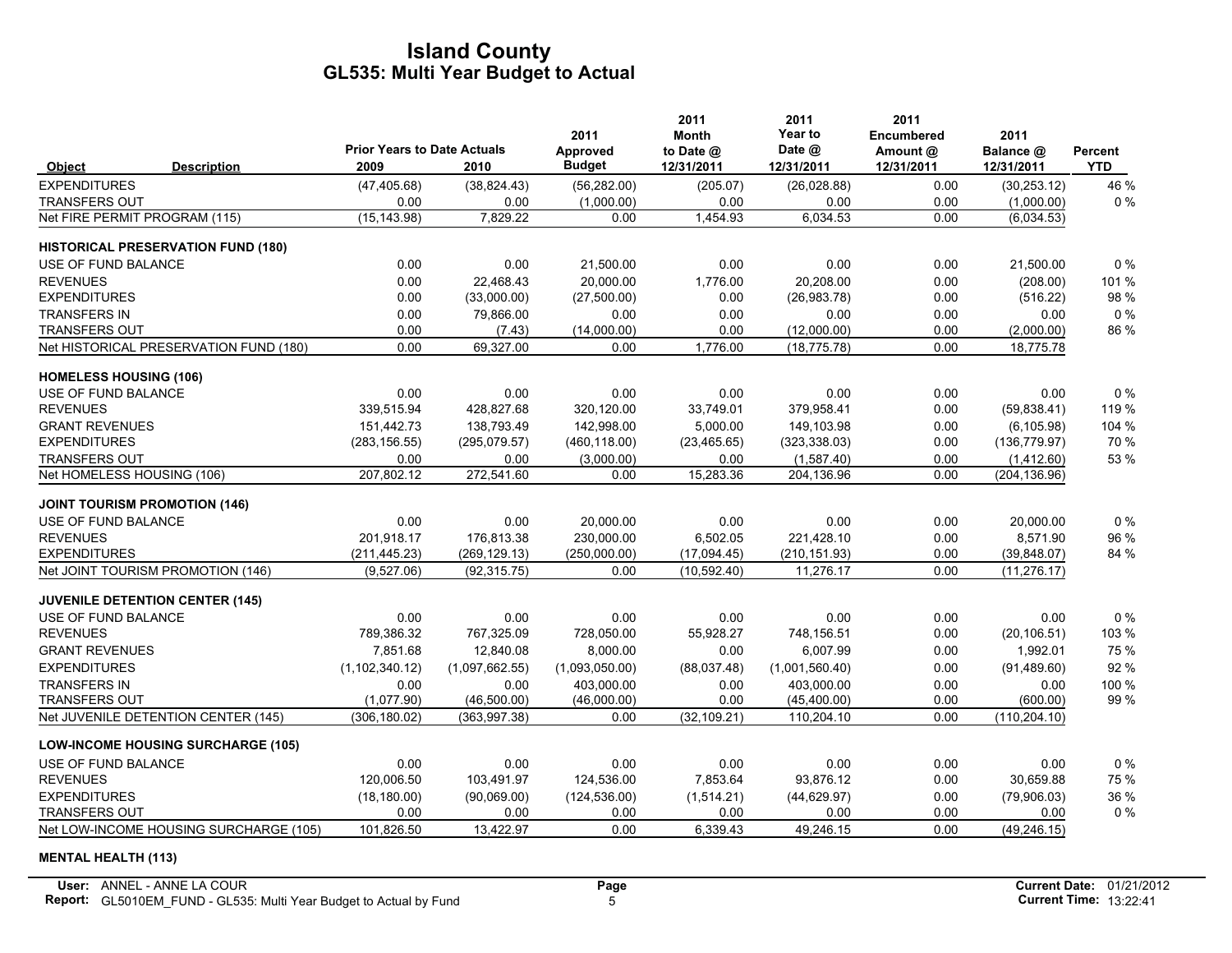# Island County
## GL535: Multi Year Budget to Actual

| Object | Description | Prior Years to Date Actuals 2009 | 2010 | 2011 Approved Budget | 2011 Month to Date @ 12/31/2011 | 2011 Year to Date @ 12/31/2011 | 2011 Encumbered Amount @ 12/31/2011 | 2011 Balance @ 12/31/2011 | Percent YTD |
|---|---|---|---|---|---|---|---|---|---|
| EXPENDITURES | | (47,405.68) | (38,824.43) | (56,282.00) | (205.07) | (26,028.88) | 0.00 | (30,253.12) | 46 % |
| TRANSFERS OUT | | 0.00 | 0.00 | (1,000.00) | 0.00 | 0.00 | 0.00 | (1,000.00) | 0 % |
| Net FIRE PERMIT PROGRAM (115) | | (15,143.98) | 7,829.22 | 0.00 | 1,454.93 | 6,034.53 | 0.00 | (6,034.53) | |
| **HISTORICAL PRESERVATION FUND (180)** | | | | | | | | | |
| USE OF FUND BALANCE | | 0.00 | 0.00 | 21,500.00 | 0.00 | 0.00 | 0.00 | 21,500.00 | 0 % |
| REVENUES | | 0.00 | 22,468.43 | 20,000.00 | 1,776.00 | 20,208.00 | 0.00 | (208.00) | 101 % |
| EXPENDITURES | | 0.00 | (33,000.00) | (27,500.00) | 0.00 | (26,983.78) | 0.00 | (516.22) | 98 % |
| TRANSFERS IN | | 0.00 | 79,866.00 | 0.00 | 0.00 | 0.00 | 0.00 | 0.00 | 0 % |
| TRANSFERS OUT | | 0.00 | (7.43) | (14,000.00) | 0.00 | (12,000.00) | 0.00 | (2,000.00) | 86 % |
| Net HISTORICAL PRESERVATION FUND (180) | | 0.00 | 69,327.00 | 0.00 | 1,776.00 | (18,775.78) | 0.00 | 18,775.78 | |
| **HOMELESS HOUSING (106)** | | | | | | | | | |
| USE OF FUND BALANCE | | 0.00 | 0.00 | 0.00 | 0.00 | 0.00 | 0.00 | 0.00 | 0 % |
| REVENUES | | 339,515.94 | 428,827.68 | 320,120.00 | 33,749.01 | 379,958.41 | 0.00 | (59,838.41) | 119 % |
| GRANT REVENUES | | 151,442.73 | 138,793.49 | 142,998.00 | 5,000.00 | 149,103.98 | 0.00 | (6,105.98) | 104 % |
| EXPENDITURES | | (283,156.55) | (295,079.57) | (460,118.00) | (23,465.65) | (323,338.03) | 0.00 | (136,779.97) | 70 % |
| TRANSFERS OUT | | 0.00 | 0.00 | (3,000.00) | 0.00 | (1,587.40) | 0.00 | (1,412.60) | 53 % |
| Net HOMELESS HOUSING (106) | | 207,802.12 | 272,541.60 | 0.00 | 15,283.36 | 204,136.96 | 0.00 | (204,136.96) | |
| **JOINT TOURISM PROMOTION (146)** | | | | | | | | | |
| USE OF FUND BALANCE | | 0.00 | 0.00 | 20,000.00 | 0.00 | 0.00 | 0.00 | 20,000.00 | 0 % |
| REVENUES | | 201,918.17 | 176,813.38 | 230,000.00 | 6,502.05 | 221,428.10 | 0.00 | 8,571.90 | 96 % |
| EXPENDITURES | | (211,445.23) | (269,129.13) | (250,000.00) | (17,094.45) | (210,151.93) | 0.00 | (39,848.07) | 84 % |
| Net JOINT TOURISM PROMOTION (146) | | (9,527.06) | (92,315.75) | 0.00 | (10,592.40) | 11,276.17 | 0.00 | (11,276.17) | |
| **JUVENILE DETENTION CENTER (145)** | | | | | | | | | |
| USE OF FUND BALANCE | | 0.00 | 0.00 | 0.00 | 0.00 | 0.00 | 0.00 | 0.00 | 0 % |
| REVENUES | | 789,386.32 | 767,325.09 | 728,050.00 | 55,928.27 | 748,156.51 | 0.00 | (20,106.51) | 103 % |
| GRANT REVENUES | | 7,851.68 | 12,840.08 | 8,000.00 | 0.00 | 6,007.99 | 0.00 | 1,992.01 | 75 % |
| EXPENDITURES | | (1,102,340.12) | (1,097,662.55) | (1,093,050.00) | (88,037.48) | (1,001,560.40) | 0.00 | (91,489.60) | 92 % |
| TRANSFERS IN | | 0.00 | 0.00 | 403,000.00 | 0.00 | 403,000.00 | 0.00 | 0.00 | 100 % |
| TRANSFERS OUT | | (1,077.90) | (46,500.00) | (46,000.00) | 0.00 | (45,400.00) | 0.00 | (600.00) | 99 % |
| Net JUVENILE DETENTION CENTER (145) | | (306,180.02) | (363,997.38) | 0.00 | (32,109.21) | 110,204.10 | 0.00 | (110,204.10) | |
| **LOW-INCOME HOUSING SURCHARGE (105)** | | | | | | | | | |
| USE OF FUND BALANCE | | 0.00 | 0.00 | 0.00 | 0.00 | 0.00 | 0.00 | 0.00 | 0 % |
| REVENUES | | 120,006.50 | 103,491.97 | 124,536.00 | 7,853.64 | 93,876.12 | 0.00 | 30,659.88 | 75 % |
| EXPENDITURES | | (18,180.00) | (90,069.00) | (124,536.00) | (1,514.21) | (44,629.97) | 0.00 | (79,906.03) | 36 % |
| TRANSFERS OUT | | 0.00 | 0.00 | 0.00 | 0.00 | 0.00 | 0.00 | 0.00 | 0 % |
| Net LOW-INCOME HOUSING SURCHARGE (105) | | 101,826.50 | 13,422.97 | 0.00 | 6,339.43 | 49,246.15 | 0.00 | (49,246.15) | |
| **MENTAL HEALTH (113)** | | | | | | | | | |

User: ANNEL - ANNE LA COUR
Report: GL5010EM_FUND - GL535: Multi Year Budget to Actual by Fund

Current Date: 01/21/2012
Current Time: 13:22:41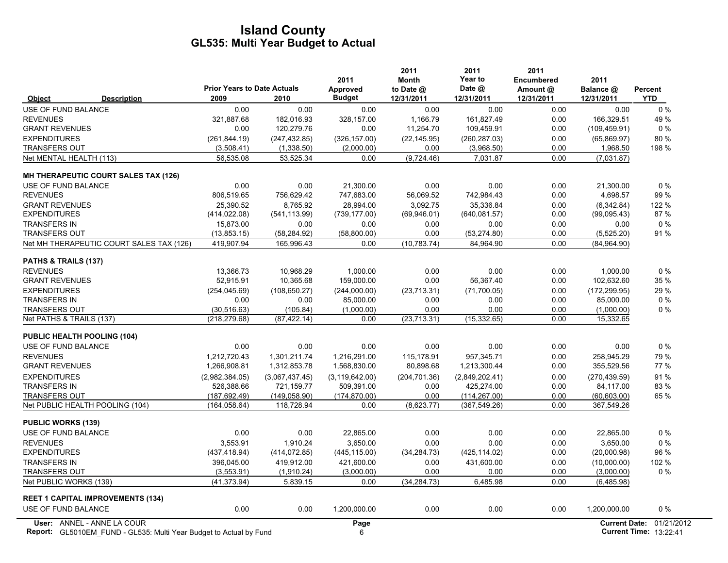# Island County
## GL535: Multi Year Budget to Actual

| Object | Description | Prior Years to Date Actuals 2009 | 2010 | 2011 Approved Budget | 2011 Month to Date @ 12/31/2011 | 2011 Year to Date @ 12/31/2011 | 2011 Encumbered Amount @ 12/31/2011 | 2011 Balance @ 12/31/2011 | Percent YTD |
|---|---|---|---|---|---|---|---|---|---|
| USE OF FUND BALANCE | | 0.00 | 0.00 | 0.00 | 0.00 | 0.00 | 0.00 | 0.00 | 0 % |
| REVENUES | | 321,887.68 | 182,016.93 | 328,157.00 | 1,166.79 | 161,827.49 | 0.00 | 166,329.51 | 49 % |
| GRANT REVENUES | | 0.00 | 120,279.76 | 0.00 | 11,254.70 | 109,459.91 | 0.00 | (109,459.91) | 0 % |
| EXPENDITURES | | (261,844.19) | (247,432.85) | (326,157.00) | (22,145.95) | (260,287.03) | 0.00 | (65,869.97) | 80 % |
| TRANSFERS OUT | | (3,508.41) | (1,338.50) | (2,000.00) | 0.00 | (3,968.50) | 0.00 | 1,968.50 | 198 % |
| Net MENTAL HEALTH (113) | | 56,535.08 | 53,525.34 | 0.00 | (9,724.46) | 7,031.87 | 0.00 | (7,031.87) | |
| **MH THERAPEUTIC COURT SALES TAX (126)** | | | | | | | | | |
| USE OF FUND BALANCE | | 0.00 | 0.00 | 21,300.00 | 0.00 | 0.00 | 0.00 | 21,300.00 | 0 % |
| REVENUES | | 806,519.65 | 756,629.42 | 747,683.00 | 56,069.52 | 742,984.43 | 0.00 | 4,698.57 | 99 % |
| GRANT REVENUES | | 25,390.52 | 8,765.92 | 28,994.00 | 3,092.75 | 35,336.84 | 0.00 | (6,342.84) | 122 % |
| EXPENDITURES | | (414,022.08) | (541,113.99) | (739,177.00) | (69,946.01) | (640,081.57) | 0.00 | (99,095.43) | 87 % |
| TRANSFERS IN | | 15,873.00 | 0.00 | 0.00 | 0.00 | 0.00 | 0.00 | 0.00 | 0 % |
| TRANSFERS OUT | | (13,853.15) | (58,284.92) | (58,800.00) | 0.00 | (53,274.80) | 0.00 | (5,525.20) | 91 % |
| Net MH THERAPEUTIC COURT SALES TAX (126) | | 419,907.94 | 165,996.43 | 0.00 | (10,783.74) | 84,964.90 | 0.00 | (84,964.90) | |
| **PATHS & TRAILS (137)** | | | | | | | | | |
| REVENUES | | 13,366.73 | 10,968.29 | 1,000.00 | 0.00 | 0.00 | 0.00 | 1,000.00 | 0 % |
| GRANT REVENUES | | 52,915.91 | 10,365.68 | 159,000.00 | 0.00 | 56,367.40 | 0.00 | 102,632.60 | 35 % |
| EXPENDITURES | | (254,045.69) | (108,650.27) | (244,000.00) | (23,713.31) | (71,700.05) | 0.00 | (172,299.95) | 29 % |
| TRANSFERS IN | | 0.00 | 0.00 | 85,000.00 | 0.00 | 0.00 | 0.00 | 85,000.00 | 0 % |
| TRANSFERS OUT | | (30,516.63) | (105.84) | (1,000.00) | 0.00 | 0.00 | 0.00 | (1,000.00) | 0 % |
| Net PATHS & TRAILS (137) | | (218,279.68) | (87,422.14) | 0.00 | (23,713.31) | (15,332.65) | 0.00 | 15,332.65 | |
| **PUBLIC HEALTH POOLING (104)** | | | | | | | | | |
| USE OF FUND BALANCE | | 0.00 | 0.00 | 0.00 | 0.00 | 0.00 | 0.00 | 0.00 | 0 % |
| REVENUES | | 1,212,720.43 | 1,301,211.74 | 1,216,291.00 | 115,178.91 | 957,345.71 | 0.00 | 258,945.29 | 79 % |
| GRANT REVENUES | | 1,266,908.81 | 1,312,853.78 | 1,568,830.00 | 80,898.68 | 1,213,300.44 | 0.00 | 355,529.56 | 77 % |
| EXPENDITURES | | (2,982,384.05) | (3,067,437.45) | (3,119,642.00) | (204,701.36) | (2,849,202.41) | 0.00 | (270,439.59) | 91 % |
| TRANSFERS IN | | 526,388.66 | 721,159.77 | 509,391.00 | 0.00 | 425,274.00 | 0.00 | 84,117.00 | 83 % |
| TRANSFERS OUT | | (187,692.49) | (149,058.90) | (174,870.00) | 0.00 | (114,267.00) | 0.00 | (60,603.00) | 65 % |
| Net PUBLIC HEALTH POOLING (104) | | (164,058.64) | 118,728.94 | 0.00 | (8,623.77) | (367,549.26) | 0.00 | 367,549.26 | |
| **PUBLIC WORKS (139)** | | | | | | | | | |
| USE OF FUND BALANCE | | 0.00 | 0.00 | 22,865.00 | 0.00 | 0.00 | 0.00 | 22,865.00 | 0 % |
| REVENUES | | 3,553.91 | 1,910.24 | 3,650.00 | 0.00 | 0.00 | 0.00 | 3,650.00 | 0 % |
| EXPENDITURES | | (437,418.94) | (414,072.85) | (445,115.00) | (34,284.73) | (425,114.02) | 0.00 | (20,000.98) | 96 % |
| TRANSFERS IN | | 396,045.00 | 419,912.00 | 421,600.00 | 0.00 | 431,600.00 | 0.00 | (10,000.00) | 102 % |
| TRANSFERS OUT | | (3,553.91) | (1,910.24) | (3,000.00) | 0.00 | 0.00 | 0.00 | (3,000.00) | 0 % |
| Net PUBLIC WORKS (139) | | (41,373.94) | 5,839.15 | 0.00 | (34,284.73) | 6,485.98 | 0.00 | (6,485.98) | |
| **REET 1 CAPITAL IMPROVEMENTS (134)** | | | | | | | | | |
| USE OF FUND BALANCE | | 0.00 | 0.00 | 1,200,000.00 | 0.00 | 0.00 | 0.00 | 1,200,000.00 | 0 % |

User: ANNEL - ANNE LA COUR
Report: GL5010EM_FUND - GL535: Multi Year Budget to Actual by Fund
Current Date: 01/21/2012
Current Time: 13:22:41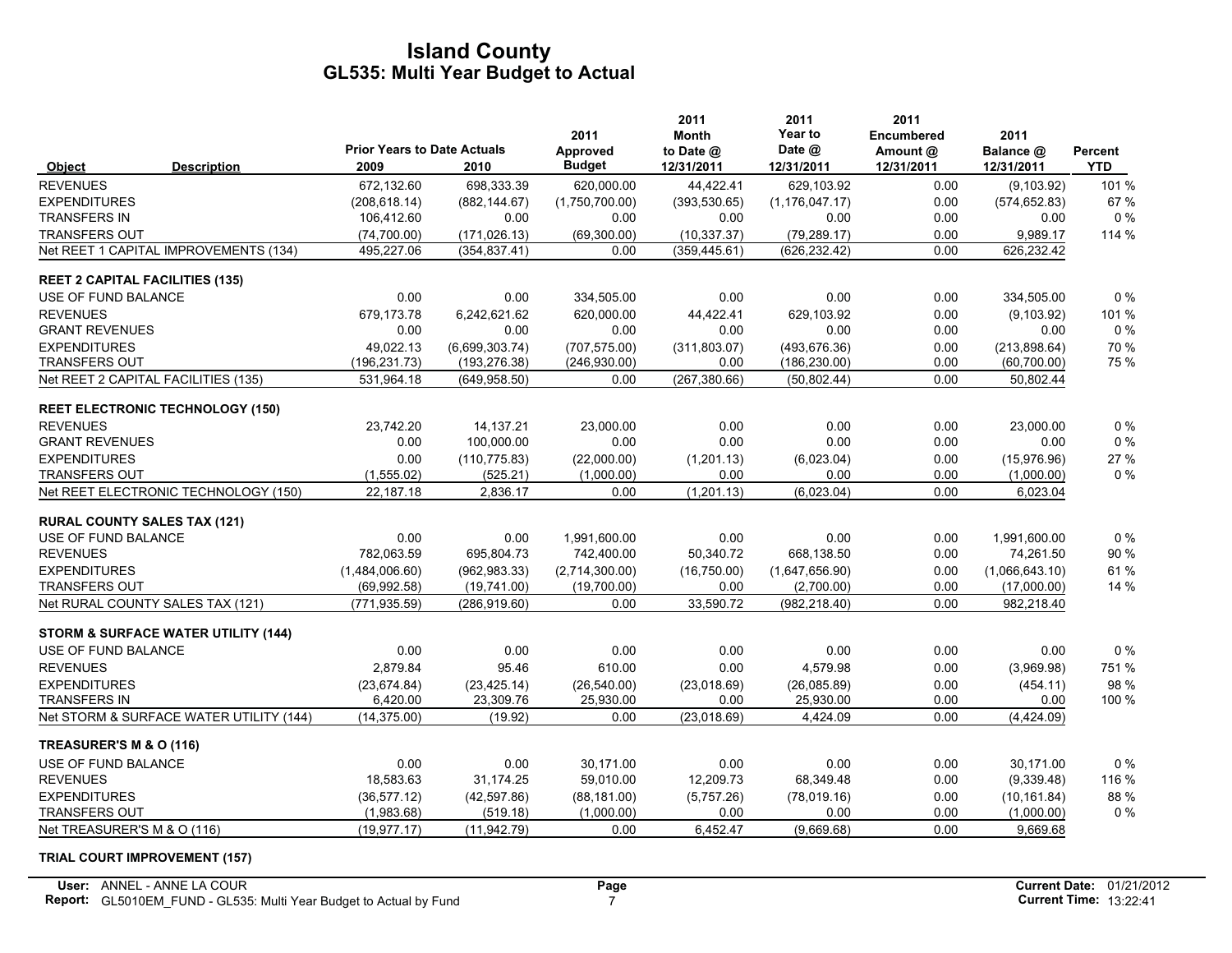# Island County
## GL535: Multi Year Budget to Actual

| Object | Description | Prior Years to Date Actuals 2009 | 2010 | 2011 Approved Budget | 2011 Month to Date @ 12/31/2011 | 2011 Year to Date @ 12/31/2011 | 2011 Encumbered Amount @ 12/31/2011 | 2011 Balance @ 12/31/2011 | Percent YTD |
|---|---|---|---|---|---|---|---|---|---|
| REVENUES | | 672,132.60 | 698,333.39 | 620,000.00 | 44,422.41 | 629,103.92 | 0.00 | (9,103.92) | 101 % |
| EXPENDITURES | | (208,618.14) | (882,144.67) | (1,750,700.00) | (393,530.65) | (1,176,047.17) | 0.00 | (574,652.83) | 67 % |
| TRANSFERS IN | | 106,412.60 | 0.00 | 0.00 | 0.00 | 0.00 | 0.00 | 0.00 | 0 % |
| TRANSFERS OUT | | (74,700.00) | (171,026.13) | (69,300.00) | (10,337.37) | (79,289.17) | 0.00 | 9,989.17 | 114 % |
| Net REET 1 CAPITAL IMPROVEMENTS (134) | | 495,227.06 | (354,837.41) | 0.00 | (359,445.61) | (626,232.42) | 0.00 | 626,232.42 | |
| **REET 2 CAPITAL FACILITIES (135)** | | | | | | | | | |
| USE OF FUND BALANCE | | 0.00 | 0.00 | 334,505.00 | 0.00 | 0.00 | 0.00 | 334,505.00 | 0 % |
| REVENUES | | 679,173.78 | 6,242,621.62 | 620,000.00 | 44,422.41 | 629,103.92 | 0.00 | (9,103.92) | 101 % |
| GRANT REVENUES | | 0.00 | 0.00 | 0.00 | 0.00 | 0.00 | 0.00 | 0.00 | 0 % |
| EXPENDITURES | | 49,022.13 | (6,699,303.74) | (707,575.00) | (311,803.07) | (493,676.36) | 0.00 | (213,898.64) | 70 % |
| TRANSFERS OUT | | (196,231.73) | (193,276.38) | (246,930.00) | 0.00 | (186,230.00) | 0.00 | (60,700.00) | 75 % |
| Net REET 2 CAPITAL FACILITIES (135) | | 531,964.18 | (649,958.50) | 0.00 | (267,380.66) | (50,802.44) | 0.00 | 50,802.44 | |
| **REET ELECTRONIC TECHNOLOGY (150)** | | | | | | | | | |
| REVENUES | | 23,742.20 | 14,137.21 | 23,000.00 | 0.00 | 0.00 | 0.00 | 23,000.00 | 0 % |
| GRANT REVENUES | | 0.00 | 100,000.00 | 0.00 | 0.00 | 0.00 | 0.00 | 0.00 | 0 % |
| EXPENDITURES | | 0.00 | (110,775.83) | (22,000.00) | (1,201.13) | (6,023.04) | 0.00 | (15,976.96) | 27 % |
| TRANSFERS OUT | | (1,555.02) | (525.21) | (1,000.00) | 0.00 | 0.00 | 0.00 | (1,000.00) | 0 % |
| Net REET ELECTRONIC TECHNOLOGY (150) | | 22,187.18 | 2,836.17 | 0.00 | (1,201.13) | (6,023.04) | 0.00 | 6,023.04 | |
| **RURAL COUNTY SALES TAX (121)** | | | | | | | | | |
| USE OF FUND BALANCE | | 0.00 | 0.00 | 1,991,600.00 | 0.00 | 0.00 | 0.00 | 1,991,600.00 | 0 % |
| REVENUES | | 782,063.59 | 695,804.73 | 742,400.00 | 50,340.72 | 668,138.50 | 0.00 | 74,261.50 | 90 % |
| EXPENDITURES | | (1,484,006.60) | (962,983.33) | (2,714,300.00) | (16,750.00) | (1,647,656.90) | 0.00 | (1,066,643.10) | 61 % |
| TRANSFERS OUT | | (69,992.58) | (19,741.00) | (19,700.00) | 0.00 | (2,700.00) | 0.00 | (17,000.00) | 14 % |
| Net RURAL COUNTY SALES TAX (121) | | (771,935.59) | (286,919.60) | 0.00 | 33,590.72 | (982,218.40) | 0.00 | 982,218.40 | |
| **STORM & SURFACE WATER UTILITY (144)** | | | | | | | | | |
| USE OF FUND BALANCE | | 0.00 | 0.00 | 0.00 | 0.00 | 0.00 | 0.00 | 0.00 | 0 % |
| REVENUES | | 2,879.84 | 95.46 | 610.00 | 0.00 | 4,579.98 | 0.00 | (3,969.98) | 751 % |
| EXPENDITURES | | (23,674.84) | (23,425.14) | (26,540.00) | (23,018.69) | (26,085.89) | 0.00 | (454.11) | 98 % |
| TRANSFERS IN | | 6,420.00 | 23,309.76 | 25,930.00 | 0.00 | 25,930.00 | 0.00 | 0.00 | 100 % |
| Net STORM & SURFACE WATER UTILITY (144) | | (14,375.00) | (19.92) | 0.00 | (23,018.69) | 4,424.09 | 0.00 | (4,424.09) | |
| **TREASURER'S M & O (116)** | | | | | | | | | |
| USE OF FUND BALANCE | | 0.00 | 0.00 | 30,171.00 | 0.00 | 0.00 | 0.00 | 30,171.00 | 0 % |
| REVENUES | | 18,583.63 | 31,174.25 | 59,010.00 | 12,209.73 | 68,349.48 | 0.00 | (9,339.48) | 116 % |
| EXPENDITURES | | (36,577.12) | (42,597.86) | (88,181.00) | (5,757.26) | (78,019.16) | 0.00 | (10,161.84) | 88 % |
| TRANSFERS OUT | | (1,983.68) | (519.18) | (1,000.00) | 0.00 | 0.00 | 0.00 | (1,000.00) | 0 % |
| Net TREASURER'S M & O (116) | | (19,977.17) | (11,942.79) | 0.00 | 6,452.47 | (9,669.68) | 0.00 | 9,669.68 | |
| **TRIAL COURT IMPROVEMENT (157)** | | | | | | | | | |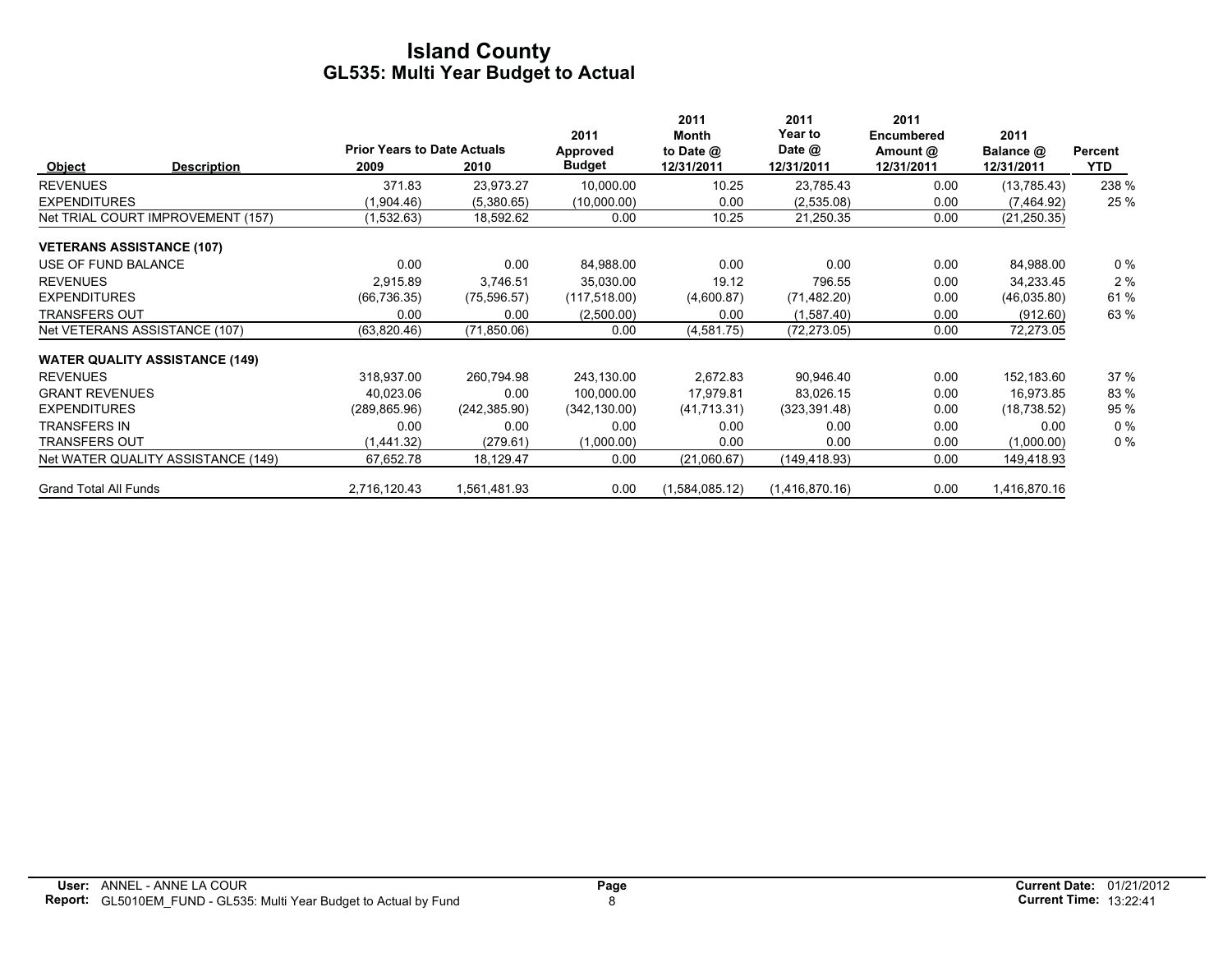# Island County
## GL535: Multi Year Budget to Actual

| Object | Description | Prior Years to Date Actuals 2009 | 2010 | 2011 Approved Budget | 2011 Month to Date @ 12/31/2011 | 2011 Year to Date @ 12/31/2011 | 2011 Encumbered Amount @ 12/31/2011 | 2011 Balance @ 12/31/2011 | Percent YTD |
|---|---|---|---|---|---|---|---|---|---|
| REVENUES | | 371.83 | 23,973.27 | 10,000.00 | 10.25 | 23,785.43 | 0.00 | (13,785.43) | 238 % |
| EXPENDITURES | | (1,904.46) | (5,380.65) | (10,000.00) | 0.00 | (2,535.08) | 0.00 | (7,464.92) | 25 % |
| Net TRIAL COURT IMPROVEMENT (157) | | (1,532.63) | 18,592.62 | 0.00 | 10.25 | 21,250.35 | 0.00 | (21,250.35) | |
| **VETERANS ASSISTANCE (107)** | | | | | | | | | |
| USE OF FUND BALANCE | | 0.00 | 0.00 | 84,988.00 | 0.00 | 0.00 | 0.00 | 84,988.00 | 0 % |
| REVENUES | | 2,915.89 | 3,746.51 | 35,030.00 | 19.12 | 796.55 | 0.00 | 34,233.45 | 2 % |
| EXPENDITURES | | (66,736.35) | (75,596.57) | (117,518.00) | (4,600.87) | (71,482.20) | 0.00 | (46,035.80) | 61 % |
| TRANSFERS OUT | | 0.00 | 0.00 | (2,500.00) | 0.00 | (1,587.40) | 0.00 | (912.60) | 63 % |
| Net VETERANS ASSISTANCE (107) | | (63,820.46) | (71,850.06) | 0.00 | (4,581.75) | (72,273.05) | 0.00 | 72,273.05 | |
| **WATER QUALITY ASSISTANCE (149)** | | | | | | | | | |
| REVENUES | | 318,937.00 | 260,794.98 | 243,130.00 | 2,672.83 | 90,946.40 | 0.00 | 152,183.60 | 37 % |
| GRANT REVENUES | | 40,023.06 | 0.00 | 100,000.00 | 17,979.81 | 83,026.15 | 0.00 | 16,973.85 | 83 % |
| EXPENDITURES | | (289,865.96) | (242,385.90) | (342,130.00) | (41,713.31) | (323,391.48) | 0.00 | (18,738.52) | 95 % |
| TRANSFERS IN | | 0.00 | 0.00 | 0.00 | 0.00 | 0.00 | 0.00 | 0.00 | 0 % |
| TRANSFERS OUT | | (1,441.32) | (279.61) | (1,000.00) | 0.00 | 0.00 | 0.00 | (1,000.00) | 0 % |
| Net WATER QUALITY ASSISTANCE (149) | | 67,652.78 | 18,129.47 | 0.00 | (21,060.67) | (149,418.93) | 0.00 | 149,418.93 | |
| Grand Total All Funds | | 2,716,120.43 | 1,561,481.93 | 0.00 | (1,584,085.12) | (1,416,870.16) | 0.00 | 1,416,870.16 | |

**User:** ANNEL - ANNE LA COUR
**Report:** GL5010EM_FUND - GL535: Multi Year Budget to Actual by Fund

**Current Date:** 01/21/2012
**Current Time:** 13:22:41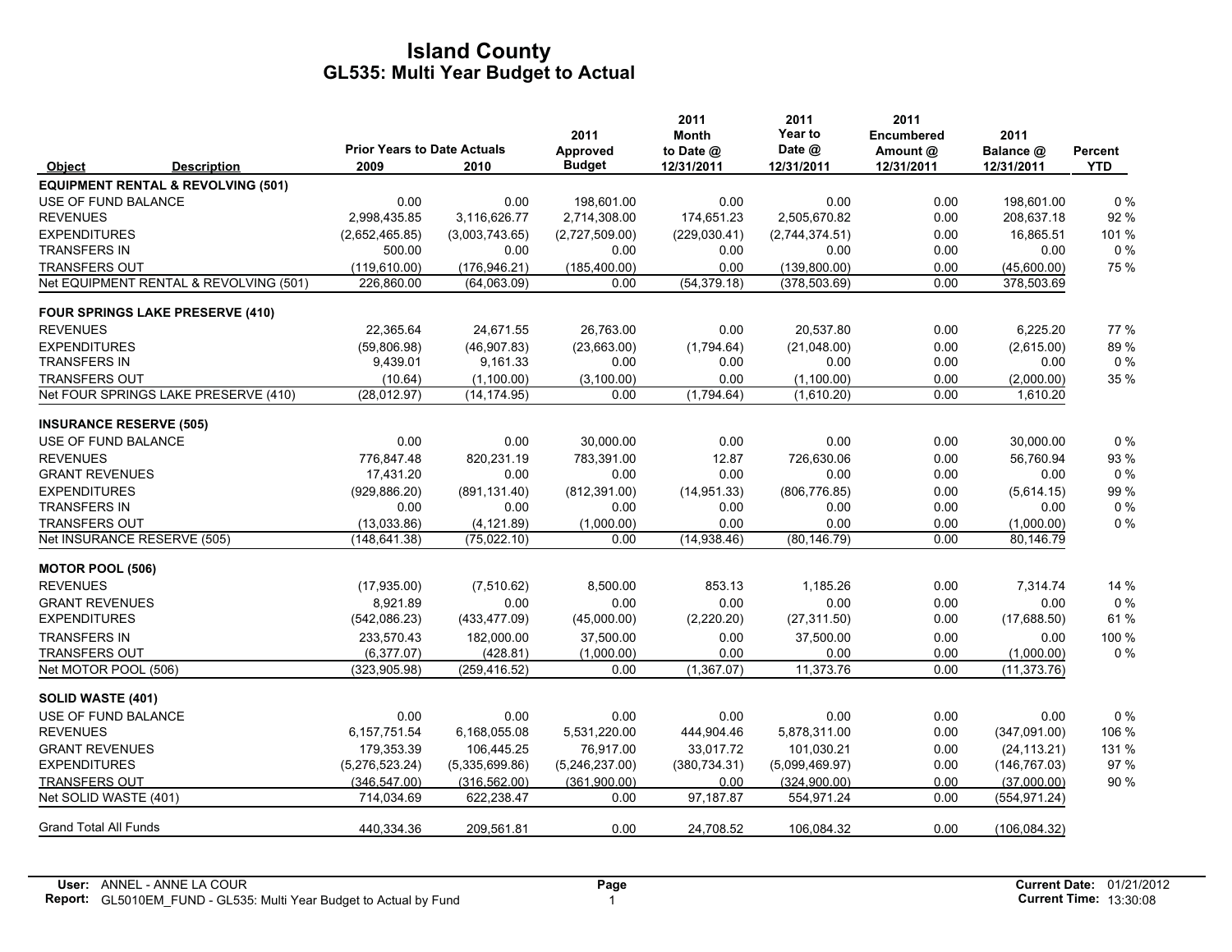# Island County
## GL535: Multi Year Budget to Actual

| Object | Description | Prior Years to Date Actuals 2009 | 2010 | 2011 Approved Budget | 2011 Month to Date @ 12/31/2011 | 2011 Year to Date @ 12/31/2011 | 2011 Encumbered Amount @ 12/31/2011 | 2011 Balance @ 12/31/2011 | Percent YTD |
|---|---|---|---|---|---|---|---|---|---|
| **EQUIPMENT RENTAL & REVOLVING (501)** | | | | | | | | | |
| USE OF FUND BALANCE | | 0.00 | 0.00 | 198,601.00 | 0.00 | 0.00 | 0.00 | 198,601.00 | 0 % |
| REVENUES | | 2,998,435.85 | 3,116,626.77 | 2,714,308.00 | 174,651.23 | 2,505,670.82 | 0.00 | 208,637.18 | 92 % |
| EXPENDITURES | | (2,652,465.85) | (3,003,743.65) | (2,727,509.00) | (229,030.41) | (2,744,374.51) | 0.00 | 16,865.51 | 101 % |
| TRANSFERS IN | | 500.00 | 0.00 | 0.00 | 0.00 | 0.00 | 0.00 | 0.00 | 0 % |
| TRANSFERS OUT | | (119,610.00) | (176,946.21) | (185,400.00) | 0.00 | (139,800.00) | 0.00 | (45,600.00) | 75 % |
| Net EQUIPMENT RENTAL & REVOLVING (501) | | 226,860.00 | (64,063.09) | 0.00 | (54,379.18) | (378,503.69) | 0.00 | 378,503.69 | |
| **FOUR SPRINGS LAKE PRESERVE (410)** | | | | | | | | | |
| REVENUES | | 22,365.64 | 24,671.55 | 26,763.00 | 0.00 | 20,537.80 | 0.00 | 6,225.20 | 77 % |
| EXPENDITURES | | (59,806.98) | (46,907.83) | (23,663.00) | (1,794.64) | (21,048.00) | 0.00 | (2,615.00) | 89 % |
| TRANSFERS IN | | 9,439.01 | 9,161.33 | 0.00 | 0.00 | 0.00 | 0.00 | 0.00 | 0 % |
| TRANSFERS OUT | | (10.64) | (1,100.00) | (3,100.00) | 0.00 | (1,100.00) | 0.00 | (2,000.00) | 35 % |
| Net FOUR SPRINGS LAKE PRESERVE (410) | | (28,012.97) | (14,174.95) | 0.00 | (1,794.64) | (1,610.20) | 0.00 | 1,610.20 | |
| **INSURANCE RESERVE (505)** | | | | | | | | | |
| USE OF FUND BALANCE | | 0.00 | 0.00 | 30,000.00 | 0.00 | 0.00 | 0.00 | 30,000.00 | 0 % |
| REVENUES | | 776,847.48 | 820,231.19 | 783,391.00 | 12.87 | 726,630.06 | 0.00 | 56,760.94 | 93 % |
| GRANT REVENUES | | 17,431.20 | 0.00 | 0.00 | 0.00 | 0.00 | 0.00 | 0.00 | 0 % |
| EXPENDITURES | | (929,886.20) | (891,131.40) | (812,391.00) | (14,951.33) | (806,776.85) | 0.00 | (5,614.15) | 99 % |
| TRANSFERS IN | | 0.00 | 0.00 | 0.00 | 0.00 | 0.00 | 0.00 | 0.00 | 0 % |
| TRANSFERS OUT | | (13,033.86) | (4,121.89) | (1,000.00) | 0.00 | 0.00 | 0.00 | (1,000.00) | 0 % |
| Net INSURANCE RESERVE (505) | | (148,641.38) | (75,022.10) | 0.00 | (14,938.46) | (80,146.79) | 0.00 | 80,146.79 | |
| **MOTOR POOL (506)** | | | | | | | | | |
| REVENUES | | (17,935.00) | (7,510.62) | 8,500.00 | 853.13 | 1,185.26 | 0.00 | 7,314.74 | 14 % |
| GRANT REVENUES | | 8,921.89 | 0.00 | 0.00 | 0.00 | 0.00 | 0.00 | 0.00 | 0 % |
| EXPENDITURES | | (542,086.23) | (433,477.09) | (45,000.00) | (2,220.20) | (27,311.50) | 0.00 | (17,688.50) | 61 % |
| TRANSFERS IN | | 233,570.43 | 182,000.00 | 37,500.00 | 0.00 | 37,500.00 | 0.00 | 0.00 | 100 % |
| TRANSFERS OUT | | (6,377.07) | (428.81) | (1,000.00) | 0.00 | 0.00 | 0.00 | (1,000.00) | 0 % |
| Net MOTOR POOL (506) | | (323,905.98) | (259,416.52) | 0.00 | (1,367.07) | 11,373.76 | 0.00 | (11,373.76) | |
| **SOLID WASTE (401)** | | | | | | | | | |
| USE OF FUND BALANCE | | 0.00 | 0.00 | 0.00 | 0.00 | 0.00 | 0.00 | 0.00 | 0 % |
| REVENUES | | 6,157,751.54 | 6,168,055.08 | 5,531,220.00 | 444,904.46 | 5,878,311.00 | 0.00 | (347,091.00) | 106 % |
| GRANT REVENUES | | 179,353.39 | 106,445.25 | 76,917.00 | 33,017.72 | 101,030.21 | 0.00 | (24,113.21) | 131 % |
| EXPENDITURES | | (5,276,523.24) | (5,335,699.86) | (5,246,237.00) | (380,734.31) | (5,099,469.97) | 0.00 | (146,767.03) | 97 % |
| TRANSFERS OUT | | (346,547.00) | (316,562.00) | (361,900.00) | 0.00 | (324,900.00) | 0.00 | (37,000.00) | 90 % |
| Net SOLID WASTE (401) | | 714,034.69 | 622,238.47 | 0.00 | 97,187.87 | 554,971.24 | 0.00 | (554,971.24) | |
| Grand Total All Funds | | 440,334.36 | 209,561.81 | 0.00 | 24,708.52 | 106,084.32 | 0.00 | (106,084.32) | |

**User:** ANNEL - ANNE LA COUR
**Report:** GL5010EM_FUND - GL535: Multi Year Budget to Actual by Fund

**Current Date:** 01/21/2012
**Current Time:** 13:30:08